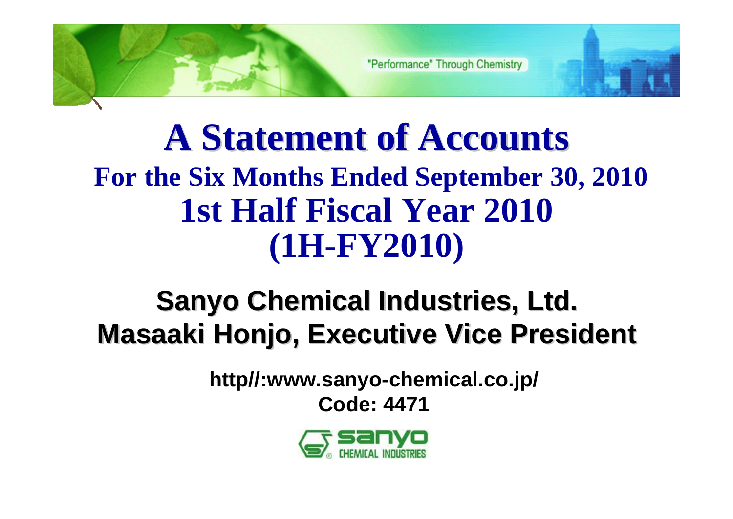"Performance" Through Chemistry

# A Statement of Accounts

## For the Six Months Ended September 30, 2010
## 1st Half Fiscal Year 2010
## (1H-FY2010)

**Sanyo Chemical Industries, Ltd.**
**Masaaki Honjo, Executive Vice President**

**http//:www.sanyo-chemical.co.jp/**
**Code: 4471**

sanyo CHEMICAL INDUSTRIES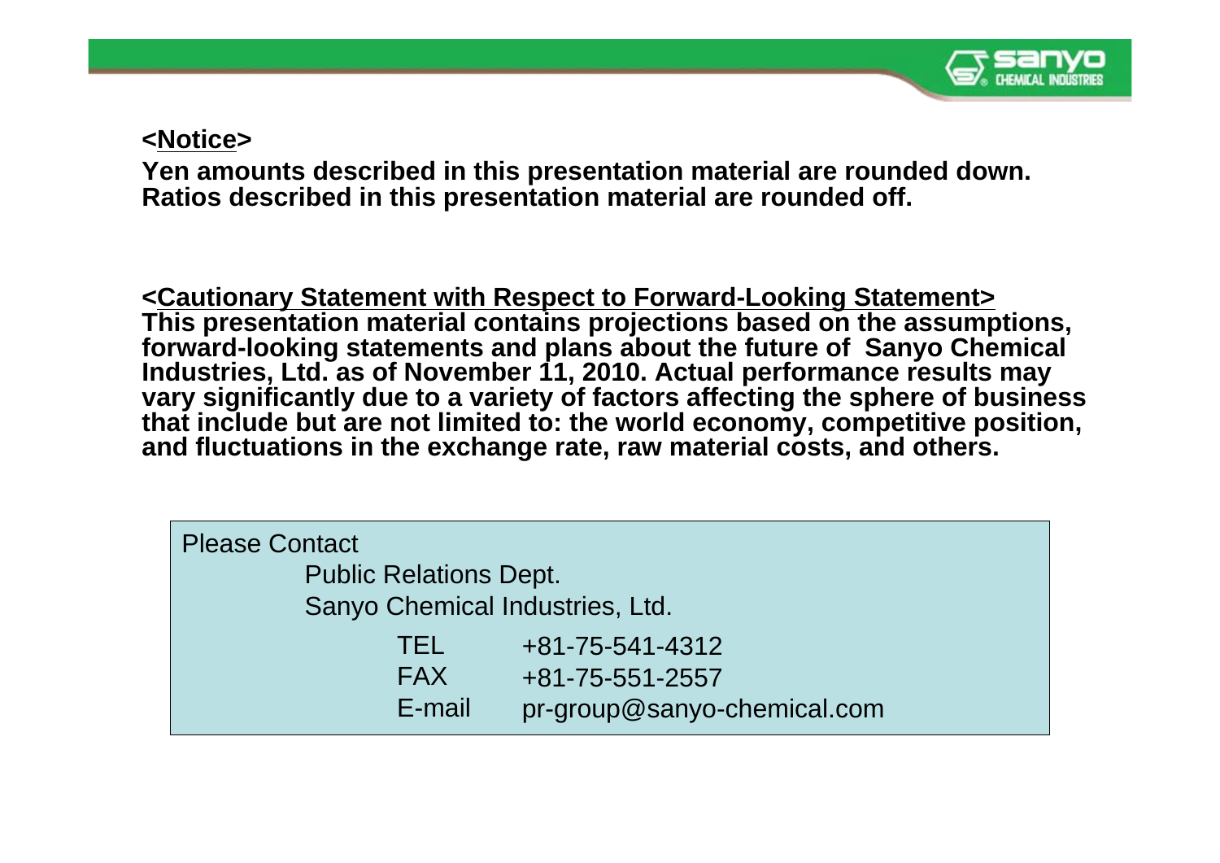**<Notice>**

**Yen amounts described in this presentation material are rounded down.**
**Ratios described in this presentation material are rounded off.**

**<Cautionary Statement with Respect to Forward-Looking Statement>**
**This presentation material contains projections based on the assumptions, forward-looking statements and plans about the future of Sanyo Chemical Industries, Ltd. as of November 11, 2010. Actual performance results may vary significantly due to a variety of factors affecting the sphere of business that include but are not limited to: the world economy, competitive position, and fluctuations in the exchange rate, raw material costs, and others.**

Please Contact

Public Relations Dept.
Sanyo Chemical Industries, Ltd.

| | |
|---|---|
| TEL | +81-75-541-4312 |
| FAX | +81-75-551-2557 |
| E-mail | pr-group@sanyo-chemical.com |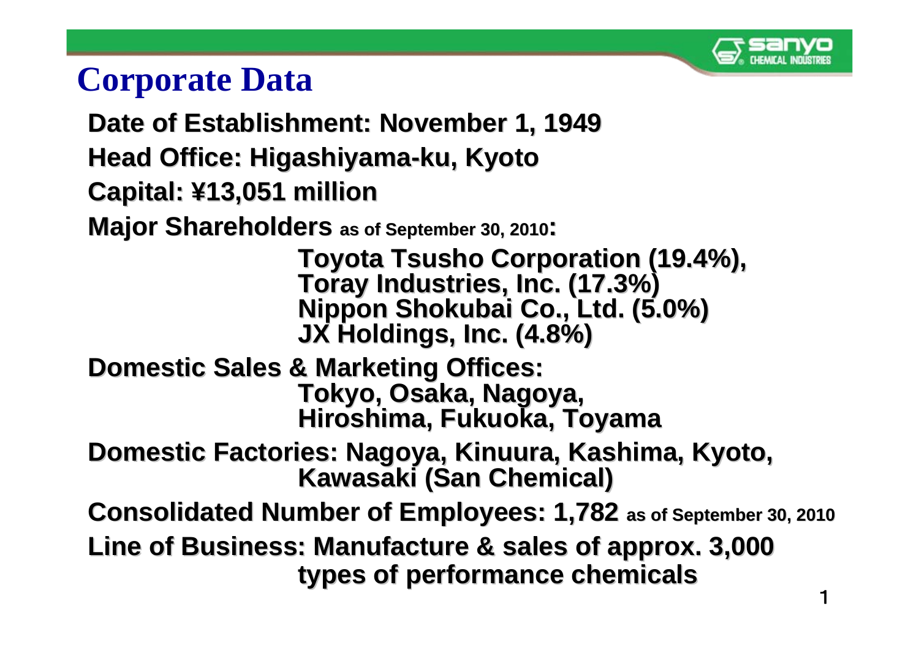# Corporate Data

**Date of Establishment: November 1, 1949**

**Head Office: Higashiyama-ku, Kyoto**

**Capital: ¥13,051 million**

**Major Shareholders** as of September 30, 2010**:**

**Toyota Tsusho Corporation (19.4%),**
**Toray Industries, Inc. (17.3%)**
**Nippon Shokubai Co., Ltd. (5.0%)**
**JX Holdings, Inc. (4.8%)**

**Domestic Sales & Marketing Offices:**
**Tokyo, Osaka, Nagoya,**
**Hiroshima, Fukuoka, Toyama**

**Domestic Factories: Nagoya, Kinuura, Kashima, Kyoto,**
**Kawasaki (San Chemical)**

**Consolidated Number of Employees: 1,782** as of September 30, 2010

**Line of Business: Manufacture & sales of approx. 3,000 types of performance chemicals**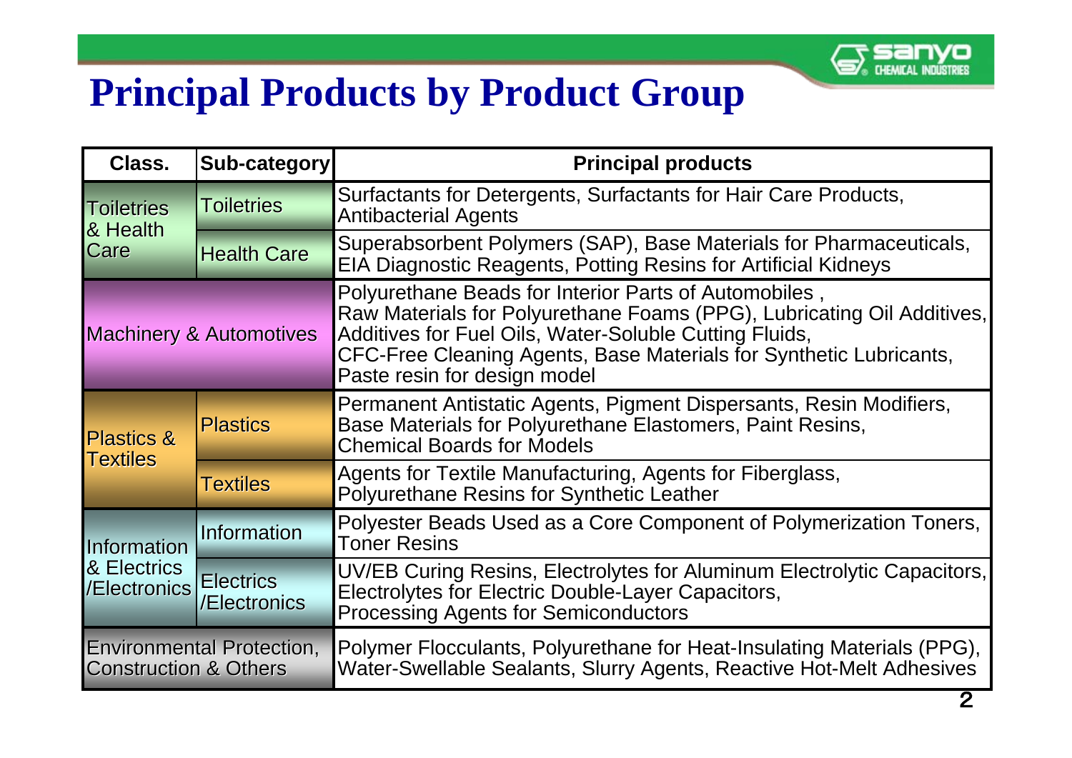# Principal Products by Product Group

| Class. | Sub-category | Principal products |
|---|---|---|
| Toiletries & Health Care | Toiletries | Surfactants for Detergents, Surfactants for Hair Care Products, Antibacterial Agents |
| | Health Care | Superabsorbent Polymers (SAP), Base Materials for Pharmaceuticals, EIA Diagnostic Reagents, Potting Resins for Artificial Kidneys |
| Machinery & Automotives | | Polyurethane Beads for Interior Parts of Automobiles , Raw Materials for Polyurethane Foams (PPG), Lubricating Oil Additives, Additives for Fuel Oils, Water-Soluble Cutting Fluids, CFC-Free Cleaning Agents, Base Materials for Synthetic Lubricants, Paste resin for design model |
| Plastics & Textiles | Plastics | Permanent Antistatic Agents, Pigment Dispersants, Resin Modifiers, Base Materials for Polyurethane Elastomers, Paint Resins, Chemical Boards for Models |
| | Textiles | Agents for Textile Manufacturing, Agents for Fiberglass, Polyurethane Resins for Synthetic Leather |
| Information & Electrics /Electronics | Information | Polyester Beads Used as a Core Component of Polymerization Toners, Toner Resins |
| | Electrics /Electronics | UV/EB Curing Resins, Electrolytes for Aluminum Electrolytic Capacitors, Electrolytes for Electric Double-Layer Capacitors, Processing Agents for Semiconductors |
| Environmental Protection, Construction & Others | | Polymer Flocculants, Polyurethane for Heat-Insulating Materials (PPG), Water-Swellable Sealants, Slurry Agents, Reactive Hot-Melt Adhesives |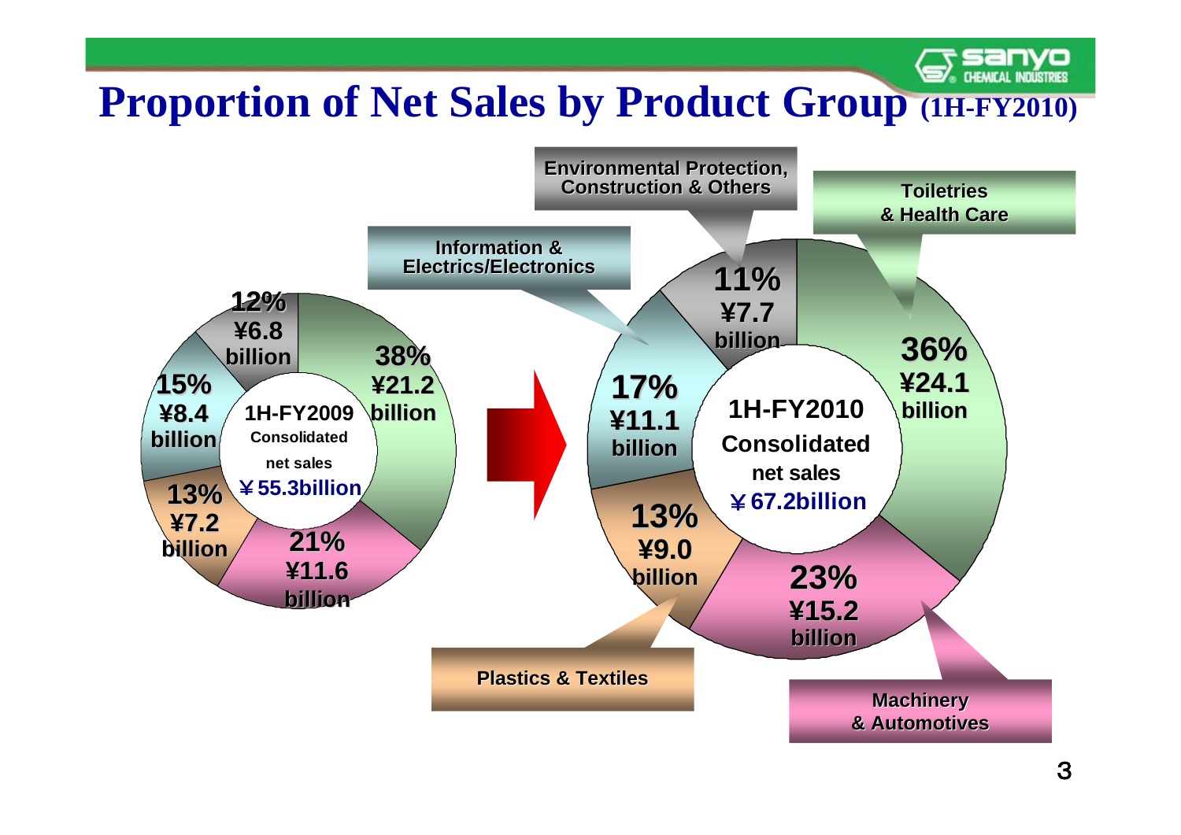# Proportion of Net Sales by Product Group (1H-FY2010)

**1H-FY2009 Consolidated net sales ¥55.3billion**

| Product Group | Share | Net Sales |
| --- | --- | --- |
| Toiletries & Health Care | 38% | ¥21.2 billion |
| Machinery & Automotives | 21% | ¥11.6 billion |
| Plastics & Textiles | 13% | ¥7.2 billion |
| Information & Electrics/Electronics | 15% | ¥8.4 billion |
| Environmental Protection, Construction & Others | 12% | ¥6.8 billion |

**1H-FY2010 Consolidated net sales ¥67.2billion**

| Product Group | Share | Net Sales |
| --- | --- | --- |
| Toiletries & Health Care | 36% | ¥24.1 billion |
| Machinery & Automotives | 23% | ¥15.2 billion |
| Plastics & Textiles | 13% | ¥9.0 billion |
| Information & Electrics/Electronics | 17% | ¥11.1 billion |
| Environmental Protection, Construction & Others | 11% | ¥7.7 billion |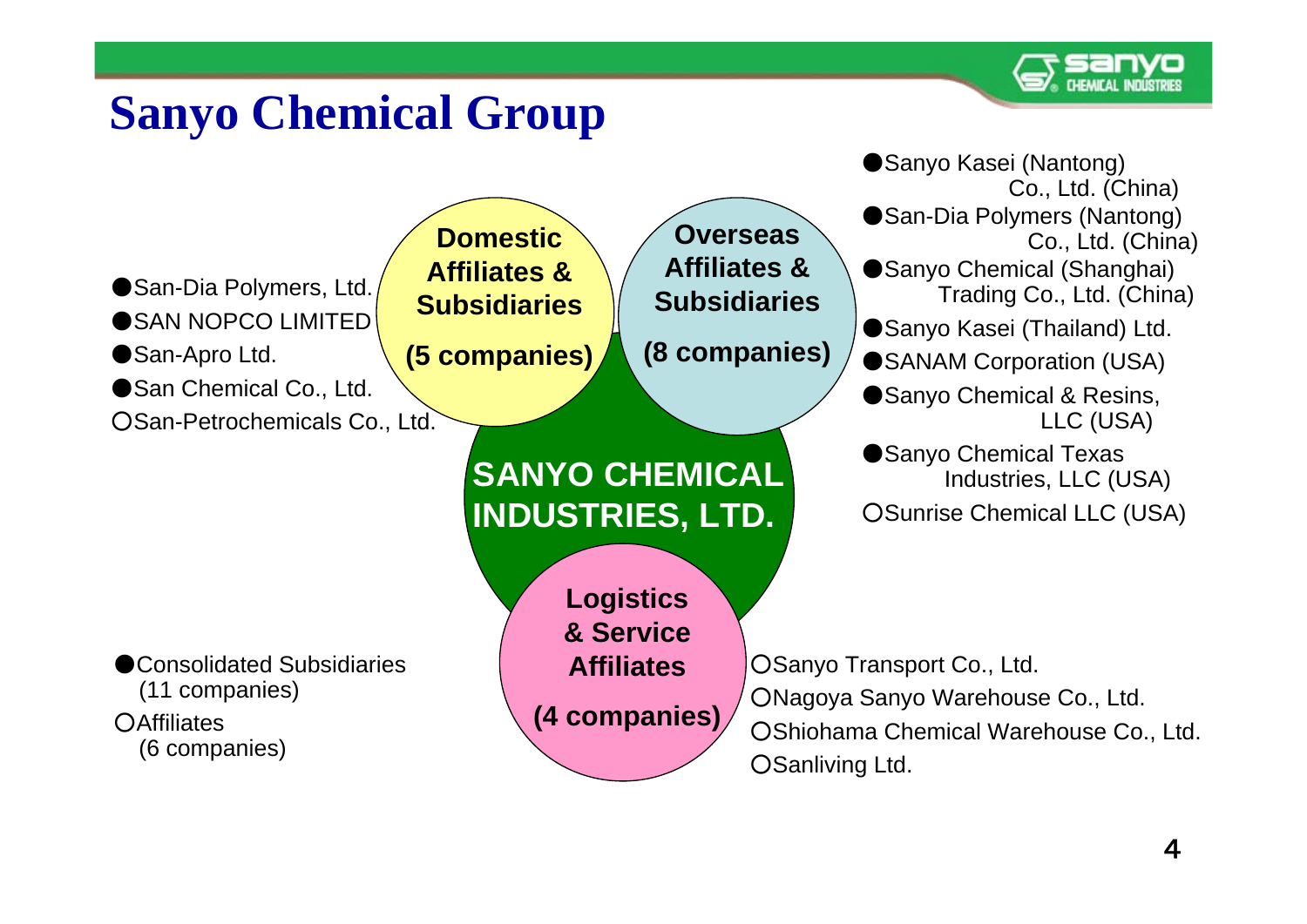# Sanyo Chemical Group

**SANYO CHEMICAL INDUSTRIES, LTD.**

**Domestic Affiliates & Subsidiaries (5 companies)**

- ● San-Dia Polymers, Ltd.
- ● SAN NOPCO LIMITED
- ● San-Apro Ltd.
- ● San Chemical Co., Ltd.
- ○ San-Petrochemicals Co., Ltd.

**Overseas Affiliates & Subsidiaries (8 companies)**

- ● Sanyo Kasei (Nantong) Co., Ltd. (China)
- ● San-Dia Polymers (Nantong) Co., Ltd. (China)
- ● Sanyo Chemical (Shanghai) Trading Co., Ltd. (China)
- ● Sanyo Kasei (Thailand) Ltd.
- ● SANAM Corporation (USA)
- ● Sanyo Chemical & Resins, LLC (USA)
- ● Sanyo Chemical Texas Industries, LLC (USA)
- ○ Sunrise Chemical LLC (USA)

**Logistics & Service Affiliates (4 companies)**

- ○ Sanyo Transport Co., Ltd.
- ○ Nagoya Sanyo Warehouse Co., Ltd.
- ○ Shiohama Chemical Warehouse Co., Ltd.
- ○ Sanliving Ltd.

---

- ● Consolidated Subsidiaries (11 companies)
- ○ Affiliates (6 companies)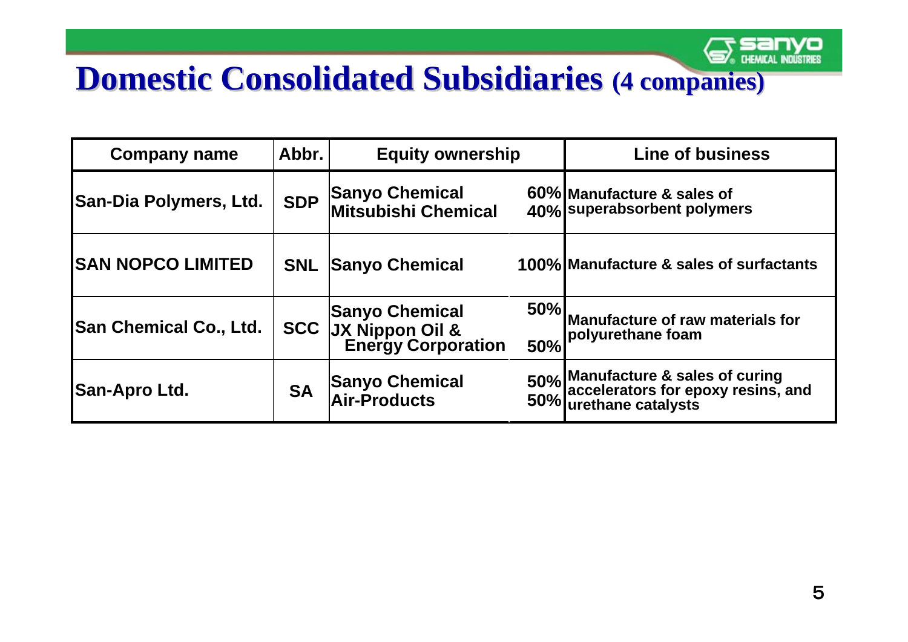# Domestic Consolidated Subsidiaries (4 companies)

| Company name | Abbr. | Equity ownership | | Line of business |
|---|---|---|---|---|
| San-Dia Polymers, Ltd. | SDP | Sanyo Chemical<br>Mitsubishi Chemical | 60%<br>40% | Manufacture & sales of superabsorbent polymers |
| SAN NOPCO LIMITED | SNL | Sanyo Chemical | 100% | Manufacture & sales of surfactants |
| San Chemical Co., Ltd. | SCC | Sanyo Chemical<br>JX Nippon Oil & Energy Corporation | 50%<br>50% | Manufacture of raw materials for polyurethane foam |
| San-Apro Ltd. | SA | Sanyo Chemical<br>Air-Products | 50%<br>50% | Manufacture & sales of curing accelerators for epoxy resins, and urethane catalysts |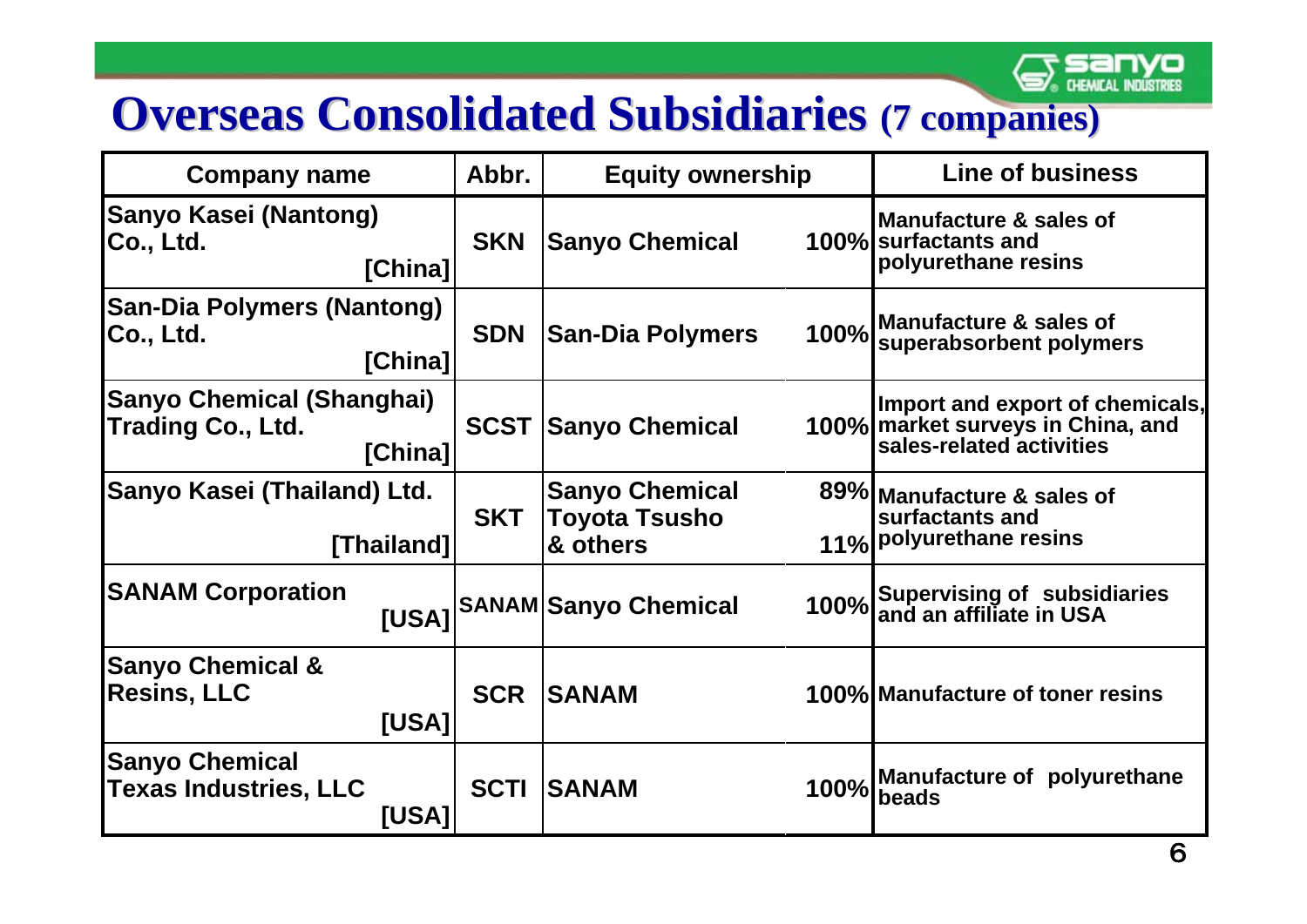# Overseas Consolidated Subsidiaries (7 companies)

| Company name | Abbr. | Equity ownership | | Line of business |
|---|---|---|---|---|
| Sanyo Kasei (Nantong) Co., Ltd. [China] | SKN | Sanyo Chemical | 100% | Manufacture & sales of surfactants and polyurethane resins |
| San-Dia Polymers (Nantong) Co., Ltd. [China] | SDN | San-Dia Polymers | 100% | Manufacture & sales of superabsorbent polymers |
| Sanyo Chemical (Shanghai) Trading Co., Ltd. [China] | SCST | Sanyo Chemical | 100% | Import and export of chemicals, market surveys in China, and sales-related activities |
| Sanyo Kasei (Thailand) Ltd. [Thailand] | SKT | Sanyo Chemical<br>Toyota Tsusho & others | 89%<br>11% | Manufacture & sales of surfactants and polyurethane resins |
| SANAM Corporation [USA] | SANAM | Sanyo Chemical | 100% | Supervising of subsidiaries and an affiliate in USA |
| Sanyo Chemical & Resins, LLC [USA] | SCR | SANAM | 100% | Manufacture of toner resins |
| Sanyo Chemical Texas Industries, LLC [USA] | SCTI | SANAM | 100% | Manufacture of polyurethane beads |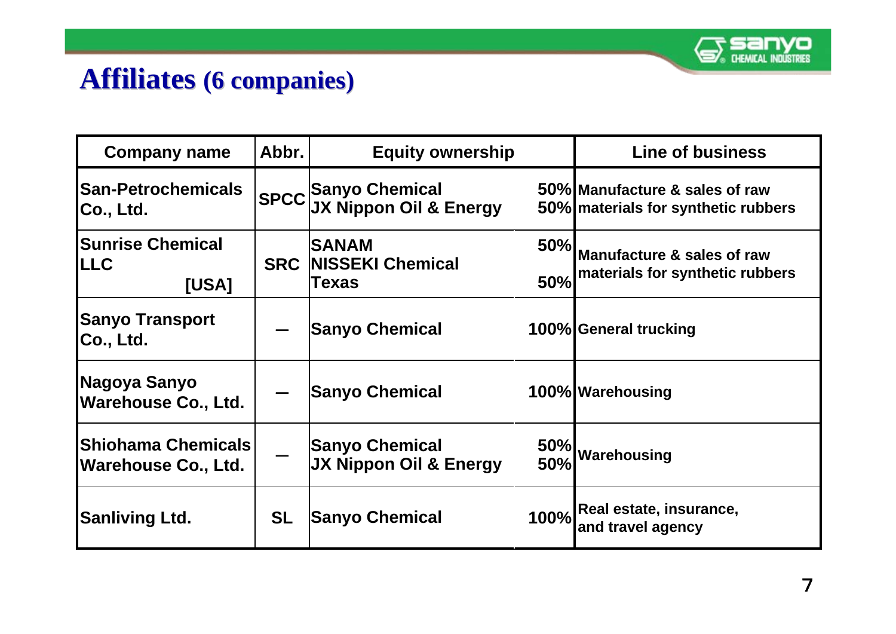# Affiliates (6 companies)

| Company name | Abbr. | Equity ownership | | Line of business |
|---|---|---|---|---|
| San-Petrochemicals Co., Ltd. | SPCC | Sanyo Chemical<br>JX Nippon Oil & Energy | 50%<br>50% | Manufacture & sales of raw materials for synthetic rubbers |
| Sunrise Chemical LLC [USA] | SRC | SANAM<br>NISSEKI Chemical Texas | 50%<br>50% | Manufacture & sales of raw materials for synthetic rubbers |
| Sanyo Transport Co., Ltd. | — | Sanyo Chemical | 100% | General trucking |
| Nagoya Sanyo Warehouse Co., Ltd. | — | Sanyo Chemical | 100% | Warehousing |
| Shiohama Chemicals Warehouse Co., Ltd. | — | Sanyo Chemical<br>JX Nippon Oil & Energy | 50%<br>50% | Warehousing |
| Sanliving Ltd. | SL | Sanyo Chemical | 100% | Real estate, insurance, and travel agency |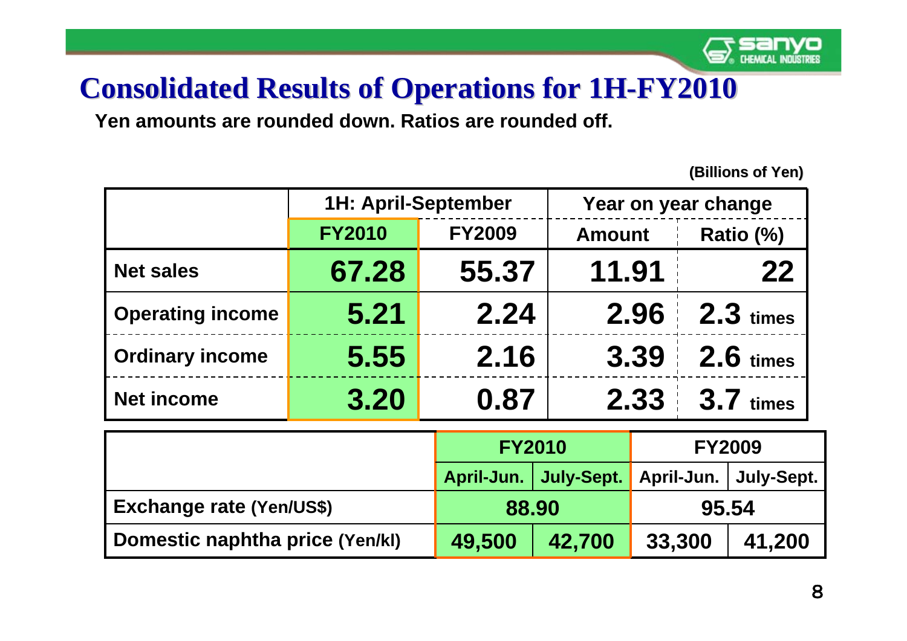# Consolidated Results of Operations for 1H-FY2010

**Yen amounts are rounded down. Ratios are rounded off.**

(Billions of Yen)

| | 1H: April-September | | Year on year change | |
|---|---|---|---|---|
| | FY2010 | FY2009 | Amount | Ratio (%) |
| Net sales | 67.28 | 55.37 | 11.91 | 22 |
| Operating income | 5.21 | 2.24 | 2.96 | 2.3 times |
| Ordinary income | 5.55 | 2.16 | 3.39 | 2.6 times |
| Net income | 3.20 | 0.87 | 2.33 | 3.7 times |

| | FY2010 | | FY2009 | |
|---|---|---|---|---|
| | April-Jun. | July-Sept. | April-Jun. | July-Sept. |
| Exchange rate (Yen/US$) | 88.90 | | 95.54 | |
| Domestic naphtha price (Yen/kl) | 49,500 | 42,700 | 33,300 | 41,200 |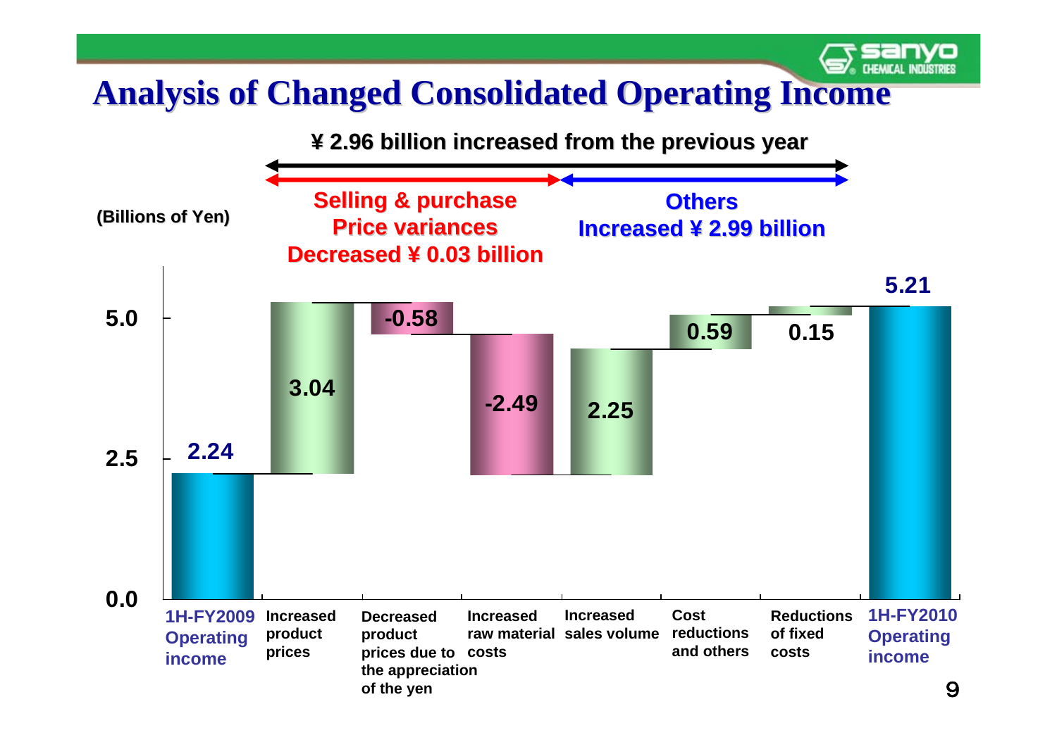# Analysis of Changed Consolidated Operating Income

**¥ 2.96 billion increased from the previous year**

**Selling & purchase Price variances Decreased ¥ 0.03 billion**

**Others Increased ¥ 2.99 billion**

(Billions of Yen)

| Item | Amount |
|---|---|
| 1H-FY2009 Operating income | 2.24 |
| Increased product prices | 3.04 |
| Decreased product prices due to the appreciation of the yen | -0.58 |
| Increased raw material costs | -2.49 |
| Increased sales volume | 2.25 |
| Cost reductions and others | 0.59 |
| Reductions of fixed costs | 0.15 |
| 1H-FY2010 Operating income | 5.21 |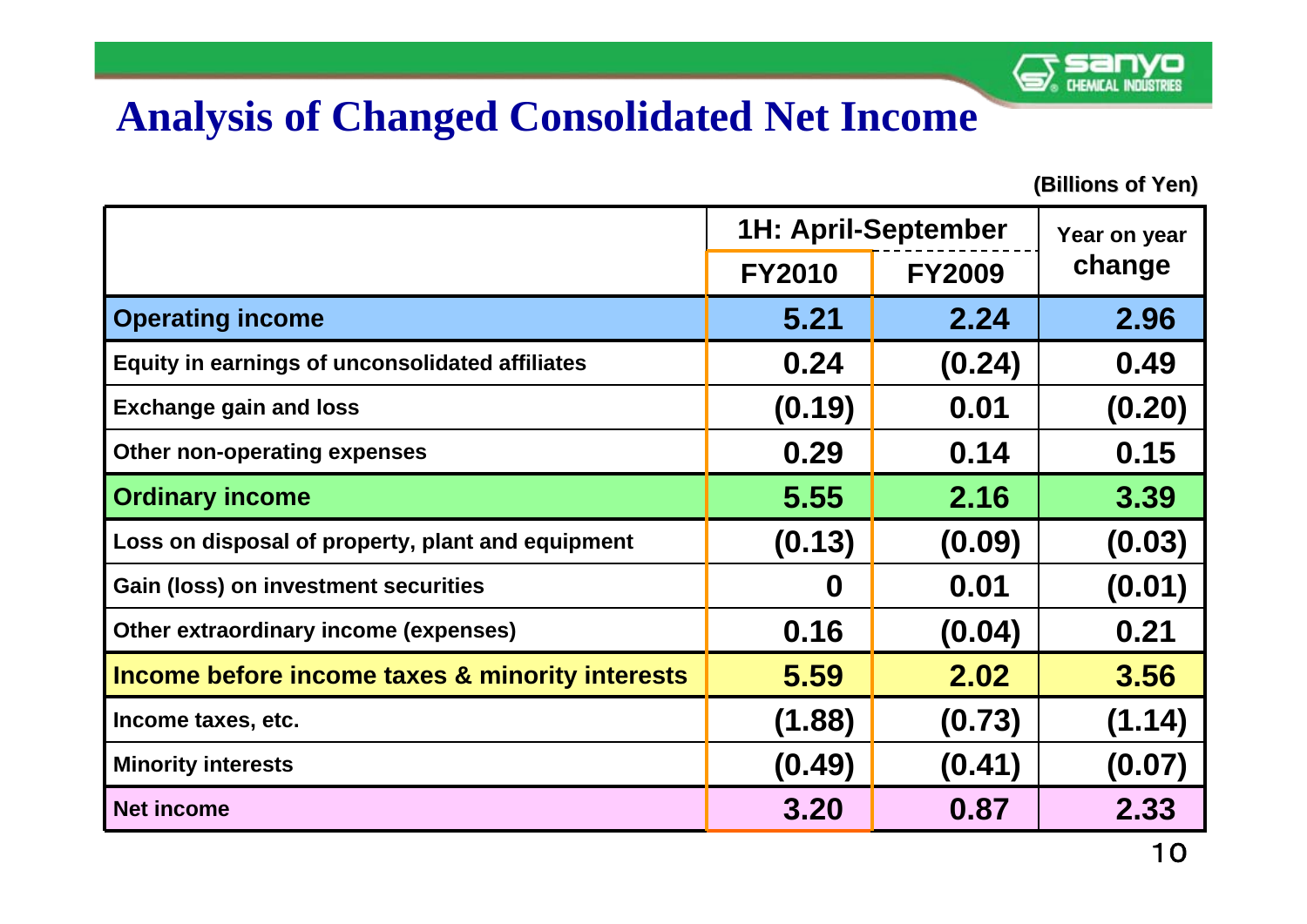# Analysis of Changed Consolidated Net Income

(Billions of Yen)

| | 1H: April-September | | Year on year change |
|---|---|---|---|
| | FY2010 | FY2009 | |
| **Operating income** | 5.21 | 2.24 | 2.96 |
| Equity in earnings of unconsolidated affiliates | 0.24 | (0.24) | 0.49 |
| Exchange gain and loss | (0.19) | 0.01 | (0.20) |
| Other non-operating expenses | 0.29 | 0.14 | 0.15 |
| **Ordinary income** | 5.55 | 2.16 | 3.39 |
| Loss on disposal of property, plant and equipment | (0.13) | (0.09) | (0.03) |
| Gain (loss) on investment securities | 0 | 0.01 | (0.01) |
| Other extraordinary income (expenses) | 0.16 | (0.04) | 0.21 |
| **Income before income taxes & minority interests** | 5.59 | 2.02 | 3.56 |
| Income taxes, etc. | (1.88) | (0.73) | (1.14) |
| Minority interests | (0.49) | (0.41) | (0.07) |
| **Net income** | 3.20 | 0.87 | 2.33 |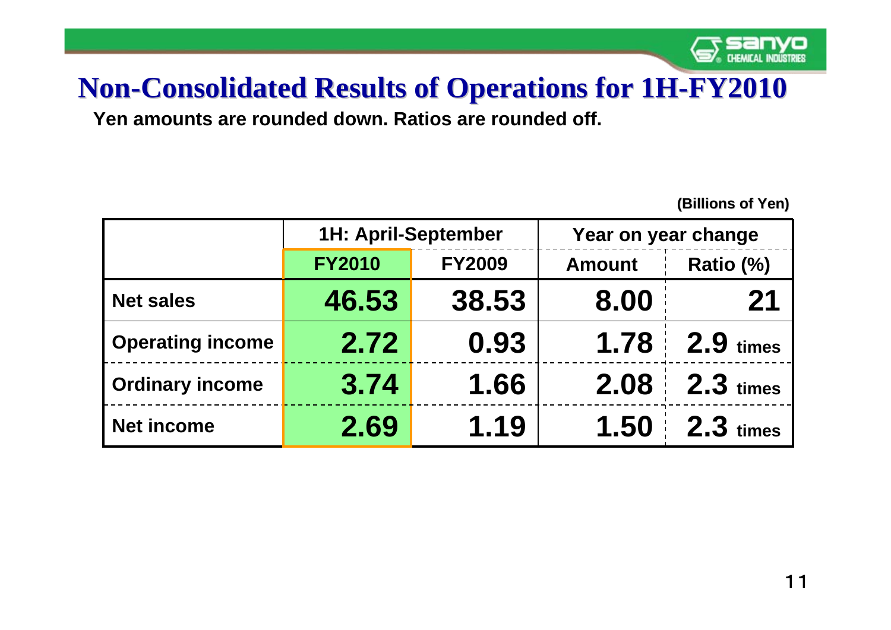# Non-Consolidated Results of Operations for 1H-FY2010

**Yen amounts are rounded down. Ratios are rounded off.**

(Billions of Yen)

| | 1H: April-September | | Year on year change | |
|---|---|---|---|---|
| | FY2010 | FY2009 | Amount | Ratio (%) |
| Net sales | 46.53 | 38.53 | 8.00 | 21 |
| Operating income | 2.72 | 0.93 | 1.78 | 2.9 times |
| Ordinary income | 3.74 | 1.66 | 2.08 | 2.3 times |
| Net income | 2.69 | 1.19 | 1.50 | 2.3 times |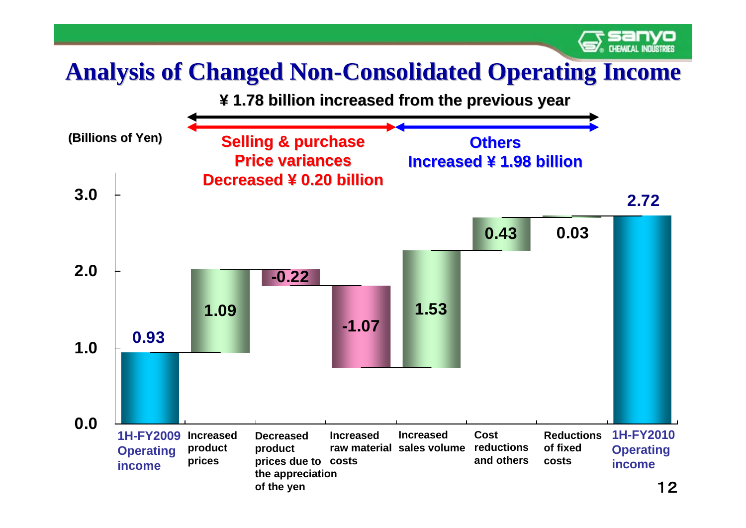# Analysis of Changed Non-Consolidated Operating Income

**¥ 1.78 billion increased from the previous year**

(Billions of Yen)

**Selling & purchase Price variances Decreased ¥ 0.20 billion**

**Others Increased ¥ 1.98 billion**

| Item | Value |
| --- | --- |
| 1H-FY2009 Operating income | 0.93 |
| Increased product prices | 1.09 |
| Decreased product prices due to the appreciation of the yen | -0.22 |
| Increased raw material costs | -1.07 |
| Increased sales volume | 1.53 |
| Cost reductions and others | 0.43 |
| Reductions of fixed costs | 0.03 |
| 1H-FY2010 Operating income | 2.72 |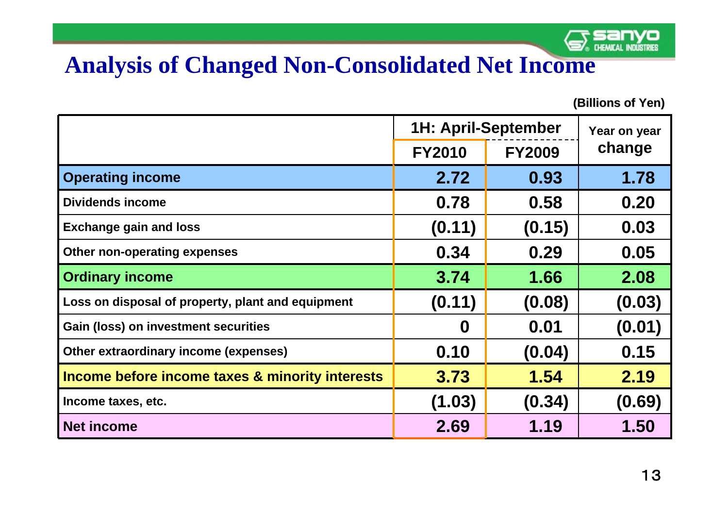# Analysis of Changed Non-Consolidated Net Income

(Billions of Yen)

| | 1H: April-September | | Year on year change |
|---|---|---|---|
| | FY2010 | FY2009 | |
| **Operating income** | **2.72** | **0.93** | **1.78** |
| Dividends income | 0.78 | 0.58 | 0.20 |
| Exchange gain and loss | (0.11) | (0.15) | 0.03 |
| Other non-operating expenses | 0.34 | 0.29 | 0.05 |
| **Ordinary income** | **3.74** | **1.66** | **2.08** |
| Loss on disposal of property, plant and equipment | (0.11) | (0.08) | (0.03) |
| Gain (loss) on investment securities | 0 | 0.01 | (0.01) |
| Other extraordinary income (expenses) | 0.10 | (0.04) | 0.15 |
| **Income before income taxes & minority interests** | **3.73** | **1.54** | **2.19** |
| Income taxes, etc. | (1.03) | (0.34) | (0.69) |
| **Net income** | **2.69** | **1.19** | **1.50** |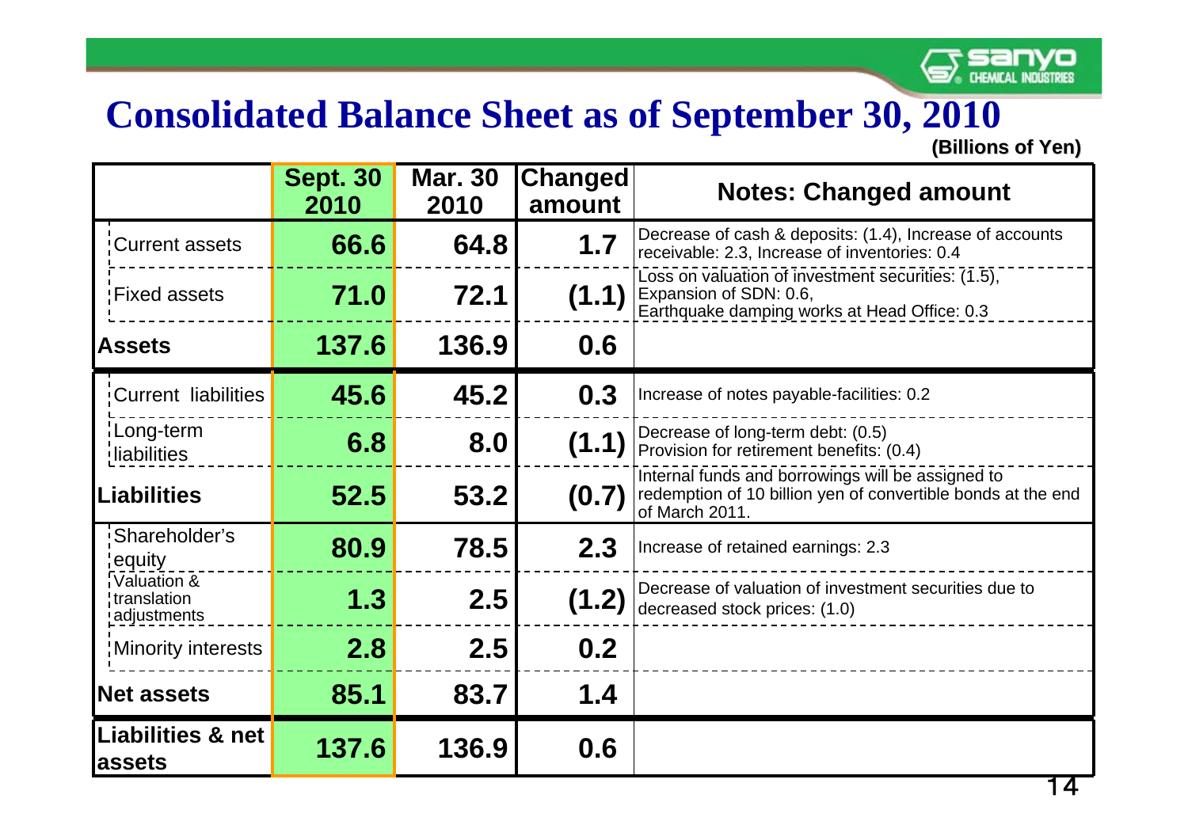# Consolidated Balance Sheet as of September 30, 2010

(Billions of Yen)

| | Sept. 30 2010 | Mar. 30 2010 | Changed amount | Notes: Changed amount |
|---|---|---|---|---|
| Current assets | 66.6 | 64.8 | 1.7 | Decrease of cash & deposits: (1.4), Increase of accounts receivable: 2.3, Increase of inventories: 0.4 |
| Fixed assets | 71.0 | 72.1 | (1.1) | Loss on valuation of investment securities: (1.5), Expansion of SDN: 0.6, Earthquake damping works at Head Office: 0.3 |
| **Assets** | **137.6** | **136.9** | **0.6** | |
| Current liabilities | 45.6 | 45.2 | 0.3 | Increase of notes payable-facilities: 0.2 |
| Long-term liabilities | 6.8 | 8.0 | (1.1) | Decrease of long-term debt: (0.5) Provision for retirement benefits: (0.4) |
| **Liabilities** | **52.5** | **53.2** | **(0.7)** | Internal funds and borrowings will be assigned to redemption of 10 billion yen of convertible bonds at the end of March 2011. |
| Shareholder's equity | 80.9 | 78.5 | 2.3 | Increase of retained earnings: 2.3 |
| Valuation & translation adjustments | 1.3 | 2.5 | (1.2) | Decrease of valuation of investment securities due to decreased stock prices: (1.0) |
| Minority interests | 2.8 | 2.5 | 0.2 | |
| **Net assets** | **85.1** | **83.7** | **1.4** | |
| **Liabilities & net assets** | **137.6** | **136.9** | **0.6** | |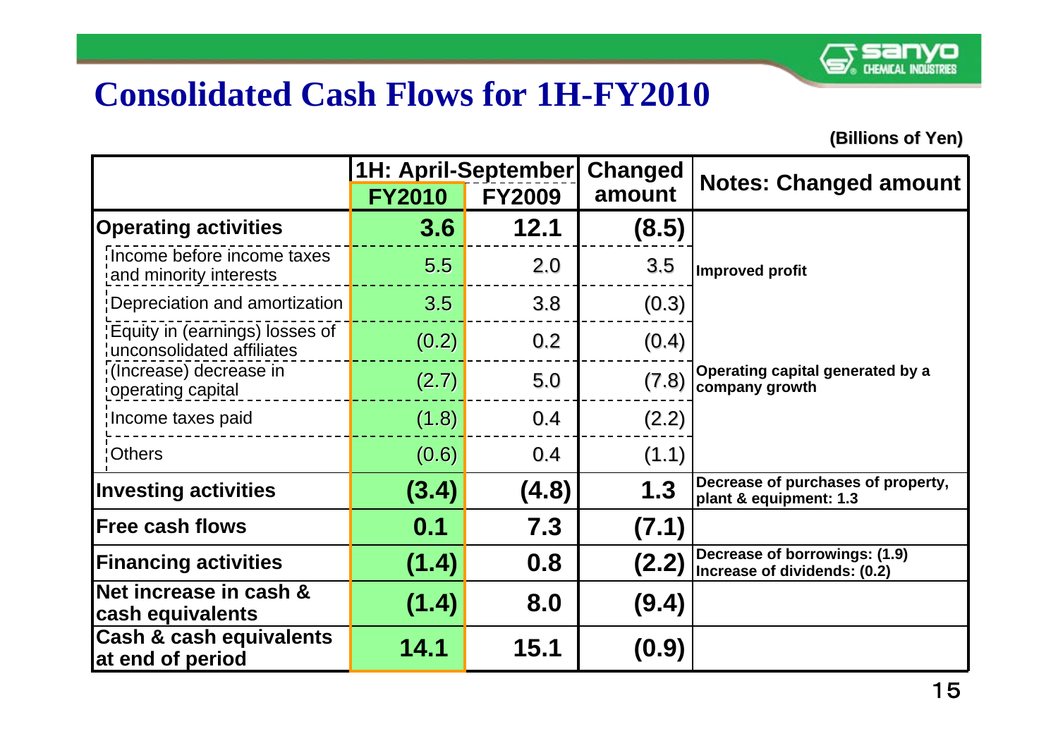# Consolidated Cash Flows for 1H-FY2010

(Billions of Yen)

| | 1H: April-September | | Changed amount | Notes: Changed amount |
|---|---|---|---|---|
| | FY2010 | FY2009 | | |
| **Operating activities** | **3.6** | **12.1** | **(8.5)** | |
| Income before income taxes and minority interests | 5.5 | 2.0 | 3.5 | Improved profit |
| Depreciation and amortization | 3.5 | 3.8 | (0.3) | |
| Equity in (earnings) losses of unconsolidated affiliates | (0.2) | 0.2 | (0.4) | |
| (Increase) decrease in operating capital | (2.7) | 5.0 | (7.8) | Operating capital generated by a company growth |
| Income taxes paid | (1.8) | 0.4 | (2.2) | |
| Others | (0.6) | 0.4 | (1.1) | |
| **Investing activities** | **(3.4)** | **(4.8)** | **1.3** | Decrease of purchases of property, plant & equipment: 1.3 |
| **Free cash flows** | **0.1** | **7.3** | **(7.1)** | |
| **Financing activities** | **(1.4)** | **0.8** | **(2.2)** | Decrease of borrowings: (1.9) Increase of dividends: (0.2) |
| **Net increase in cash & cash equivalents** | **(1.4)** | **8.0** | **(9.4)** | |
| **Cash & cash equivalents at end of period** | **14.1** | **15.1** | **(0.9)** | |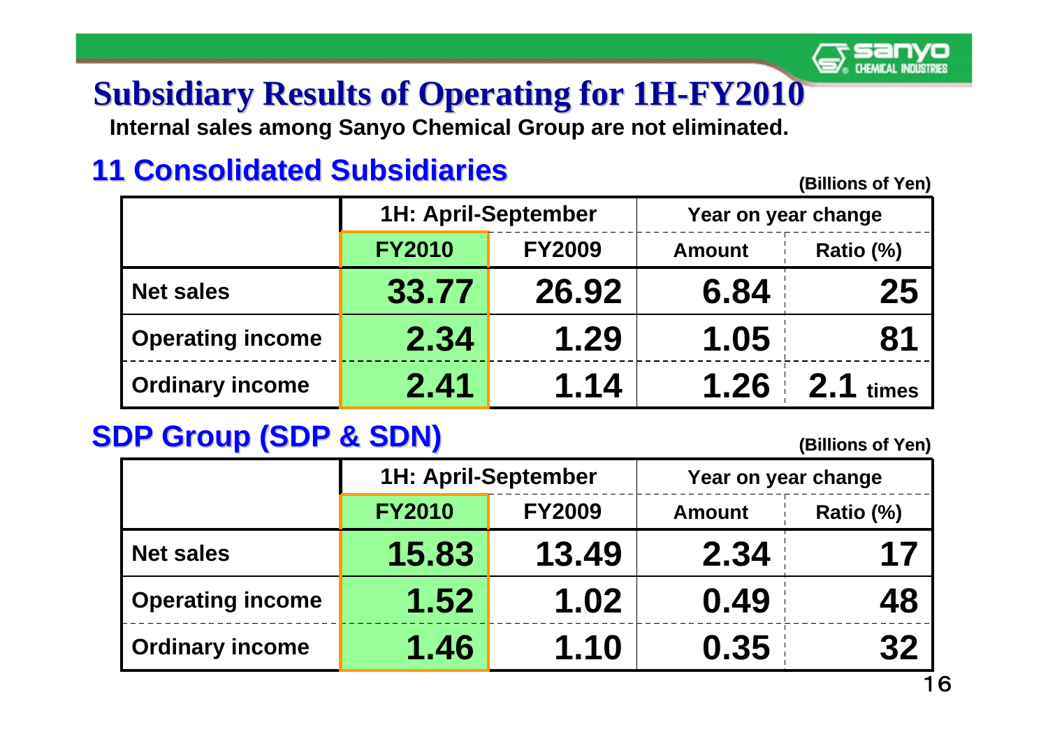# Subsidiary Results of Operating for 1H-FY2010

**Internal sales among Sanyo Chemical Group are not eliminated.**

## 11 Consolidated Subsidiaries

(Billions of Yen)

| | 1H: April-September | | Year on year change | |
|---|---|---|---|---|
| | FY2010 | FY2009 | Amount | Ratio (%) |
| Net sales | 33.77 | 26.92 | 6.84 | 25 |
| Operating income | 2.34 | 1.29 | 1.05 | 81 |
| Ordinary income | 2.41 | 1.14 | 1.26 | 2.1 times |

## SDP Group (SDP & SDN)

(Billions of Yen)

| | 1H: April-September | | Year on year change | |
|---|---|---|---|---|
| | FY2010 | FY2009 | Amount | Ratio (%) |
| Net sales | 15.83 | 13.49 | 2.34 | 17 |
| Operating income | 1.52 | 1.02 | 0.49 | 48 |
| Ordinary income | 1.46 | 1.10 | 0.35 | 32 |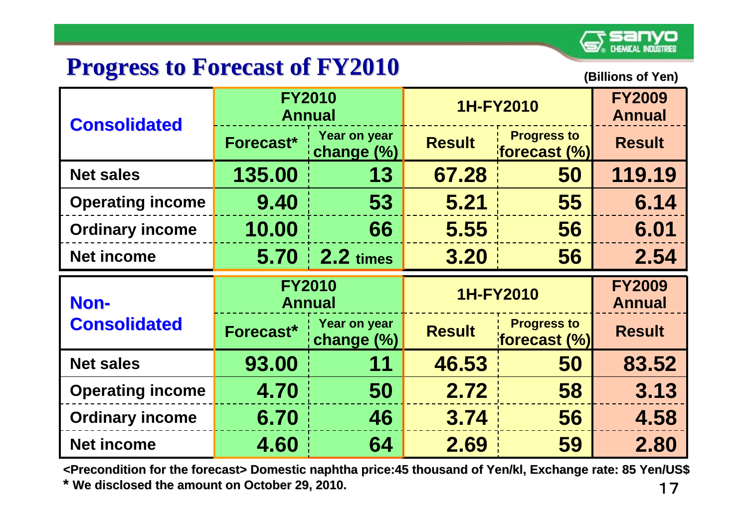## Progress to Forecast of FY2010

(Billions of Yen)

| Consolidated | FY2010 Annual | | 1H-FY2010 | | FY2009 Annual |
|---|---|---|---|---|---|
| | Forecast* | Year on year change (%) | Result | Progress to forecast (%) | Result |
| Net sales | 135.00 | 13 | 67.28 | 50 | 119.19 |
| Operating income | 9.40 | 53 | 5.21 | 55 | 6.14 |
| Ordinary income | 10.00 | 66 | 5.55 | 56 | 6.01 |
| Net income | 5.70 | 2.2 times | 3.20 | 56 | 2.54 |

| Non-Consolidated | FY2010 Annual | | 1H-FY2010 | | FY2009 Annual |
|---|---|---|---|---|---|
| | Forecast* | Year on year change (%) | Result | Progress to forecast (%) | Result |
| Net sales | 93.00 | 11 | 46.53 | 50 | 83.52 |
| Operating income | 4.70 | 50 | 2.72 | 58 | 3.13 |
| Ordinary income | 6.70 | 46 | 3.74 | 56 | 4.58 |
| Net income | 4.60 | 64 | 2.69 | 59 | 2.80 |

<Precondition for the forecast> Domestic naphtha price:45 thousand of Yen/kl, Exchange rate: 85 Yen/US$

* We disclosed the amount on October 29, 2010.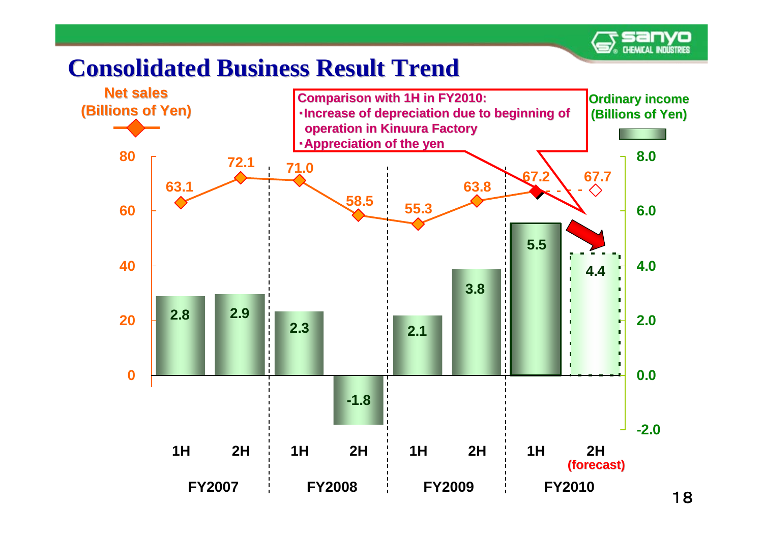# Consolidated Business Result Trend

**Comparison with 1H in FY2010:**
- Increase of depreciation due to beginning of operation in Kinuura Factory
- Appreciation of the yen

| | FY2007 1H | FY2007 2H | FY2008 1H | FY2008 2H | FY2009 1H | FY2009 2H | FY2010 1H | FY2010 2H (forecast) |
|---|---|---|---|---|---|---|---|---|
| Net sales (Billions of Yen) | 63.1 | 72.1 | 71.0 | 58.5 | 55.3 | 63.8 | 67.2 | 67.7 |
| Ordinary income (Billions of Yen) | 2.8 | 2.9 | 2.3 | -1.8 | 2.1 | 3.8 | 5.5 | 4.4 |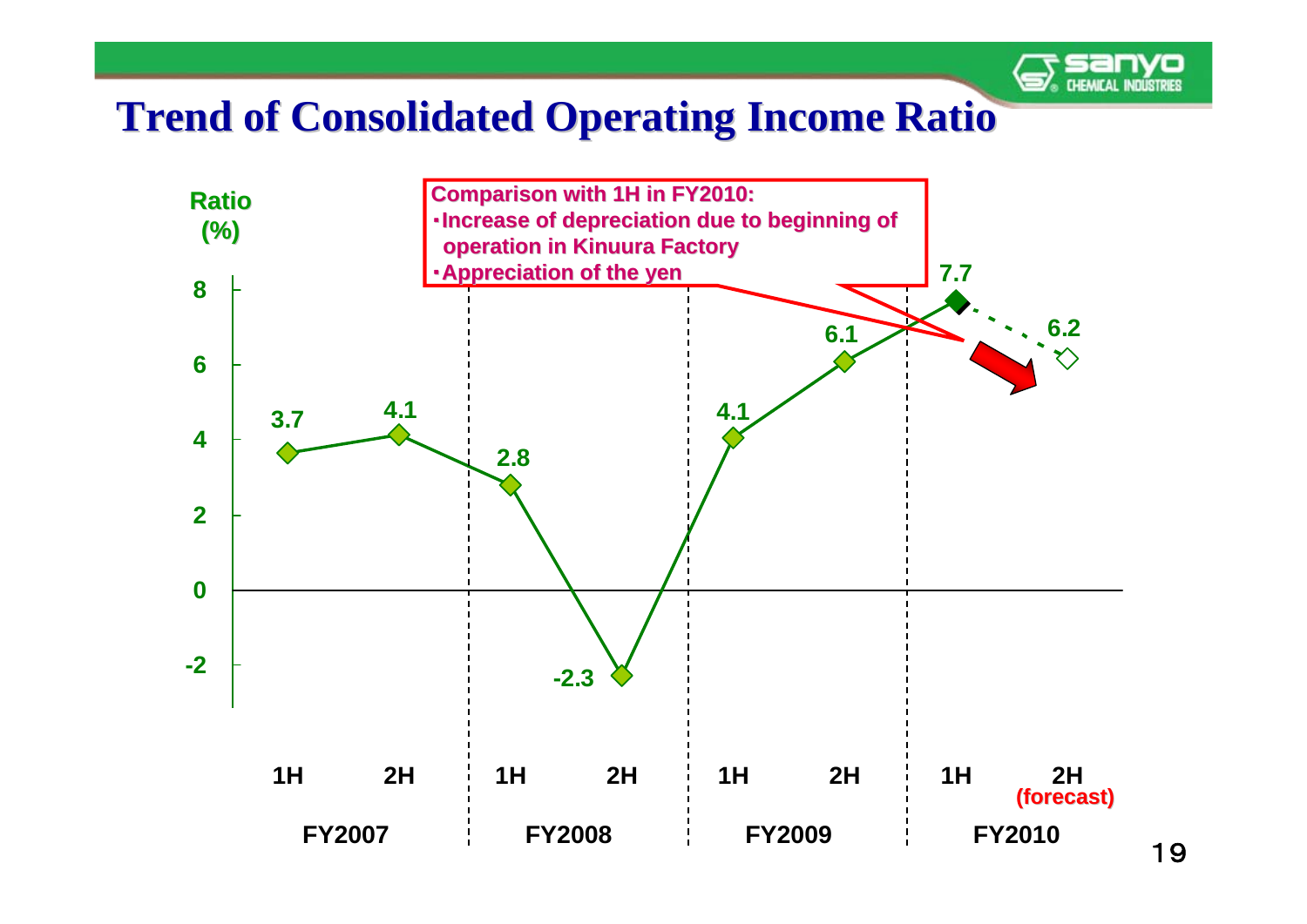# Trend of Consolidated Operating Income Ratio

Comparison with 1H in FY2010:
- Increase of depreciation due to beginning of operation in Kinuura Factory
- Appreciation of the yen

Ratio (%)

| Fiscal Year | Half | Ratio (%) |
|---|---|---|
| FY2007 | 1H | 3.7 |
| FY2007 | 2H | 4.1 |
| FY2008 | 1H | 2.8 |
| FY2008 | 2H | -2.3 |
| FY2009 | 1H | 4.1 |
| FY2009 | 2H | 6.1 |
| FY2010 | 1H | 7.7 |
| FY2010 | 2H (forecast) | 6.2 |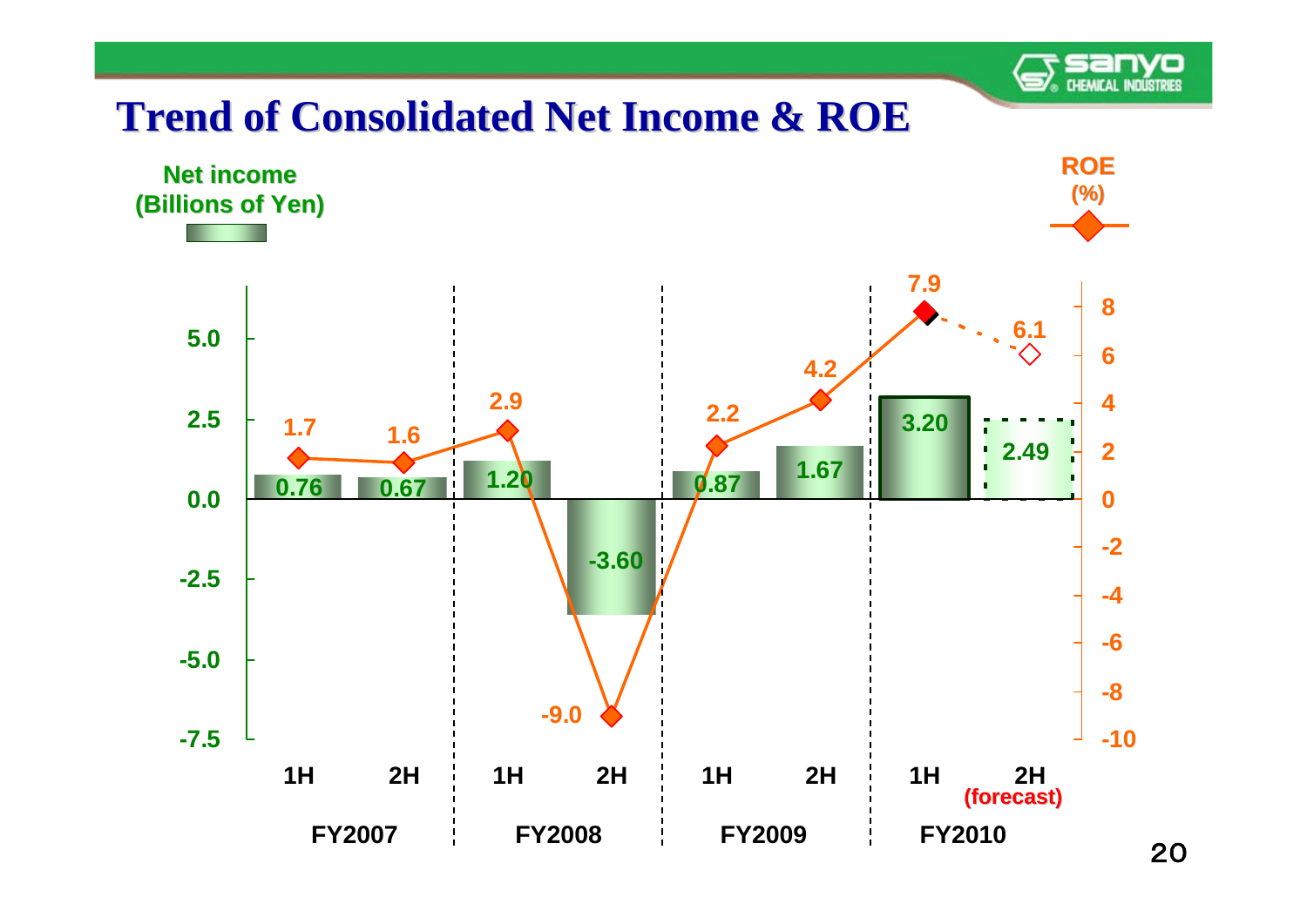# Trend of Consolidated Net Income & ROE

| | | Net income (Billions of Yen) | ROE (%) |
|---|---|---|---|
| FY2007 | 1H | 0.76 | 1.7 |
| FY2007 | 2H | 0.67 | 1.6 |
| FY2008 | 1H | 1.20 | 2.9 |
| FY2008 | 2H | -3.60 | -9.0 |
| FY2009 | 1H | 0.87 | 2.2 |
| FY2009 | 2H | 1.67 | 4.2 |
| FY2010 | 1H | 3.20 | 7.9 |
| FY2010 | 2H (forecast) | 2.49 | 6.1 |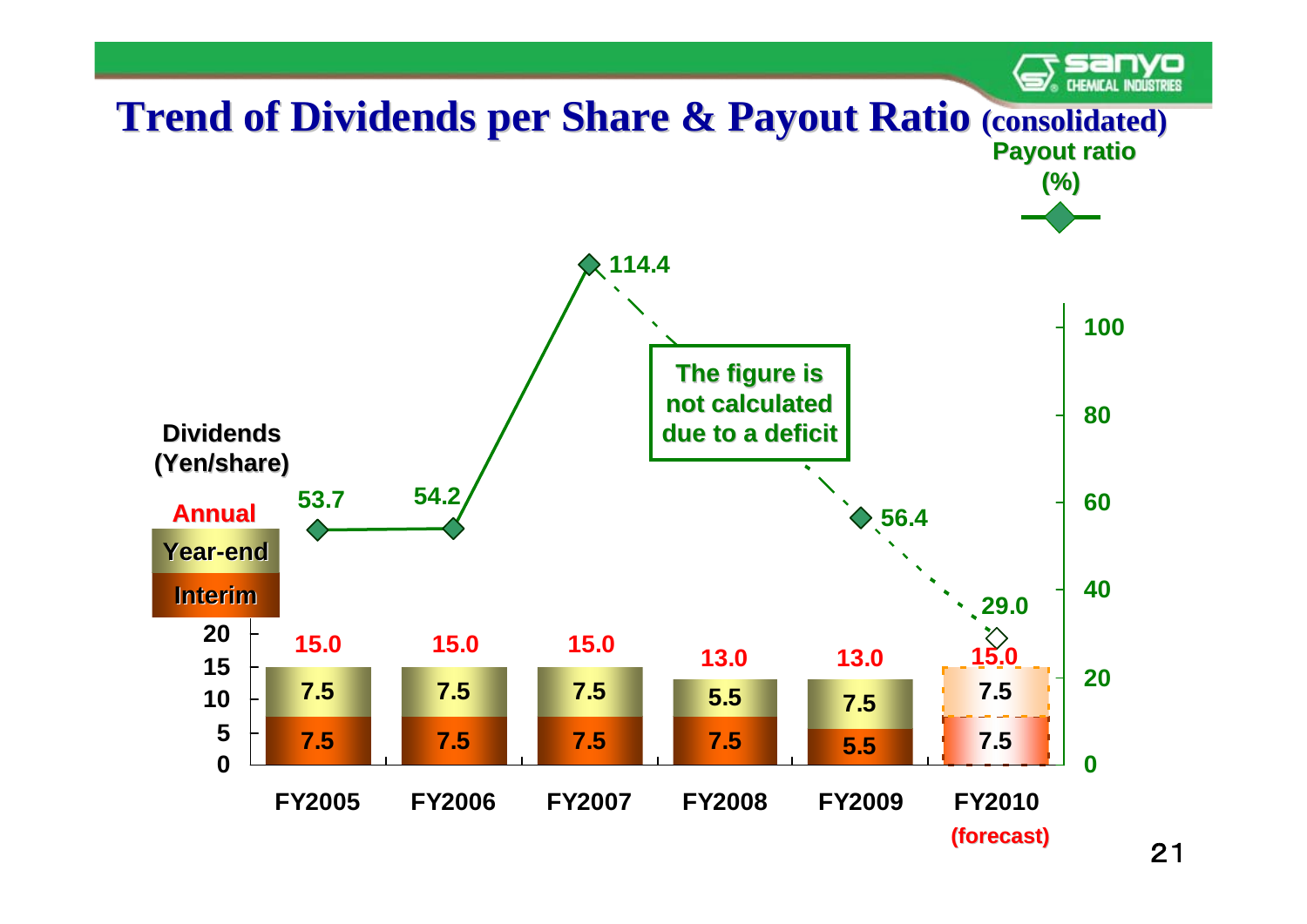# Trend of Dividends per Share & Payout Ratio (consolidated)

| | FY2005 | FY2006 | FY2007 | FY2008 | FY2009 | FY2010 (forecast) |
|---|---|---|---|---|---|---|
| Interim (Yen/share) | 7.5 | 7.5 | 7.5 | 7.5 | 5.5 | 7.5 |
| Year-end (Yen/share) | 7.5 | 7.5 | 7.5 | 5.5 | 7.5 | 7.5 |
| Annual (Yen/share) | 15.0 | 15.0 | 15.0 | 13.0 | 13.0 | 15.0 |
| Payout ratio (%) | 53.7 | 54.2 | 114.4 | The figure is not calculated due to a deficit | 56.4 | 29.0 |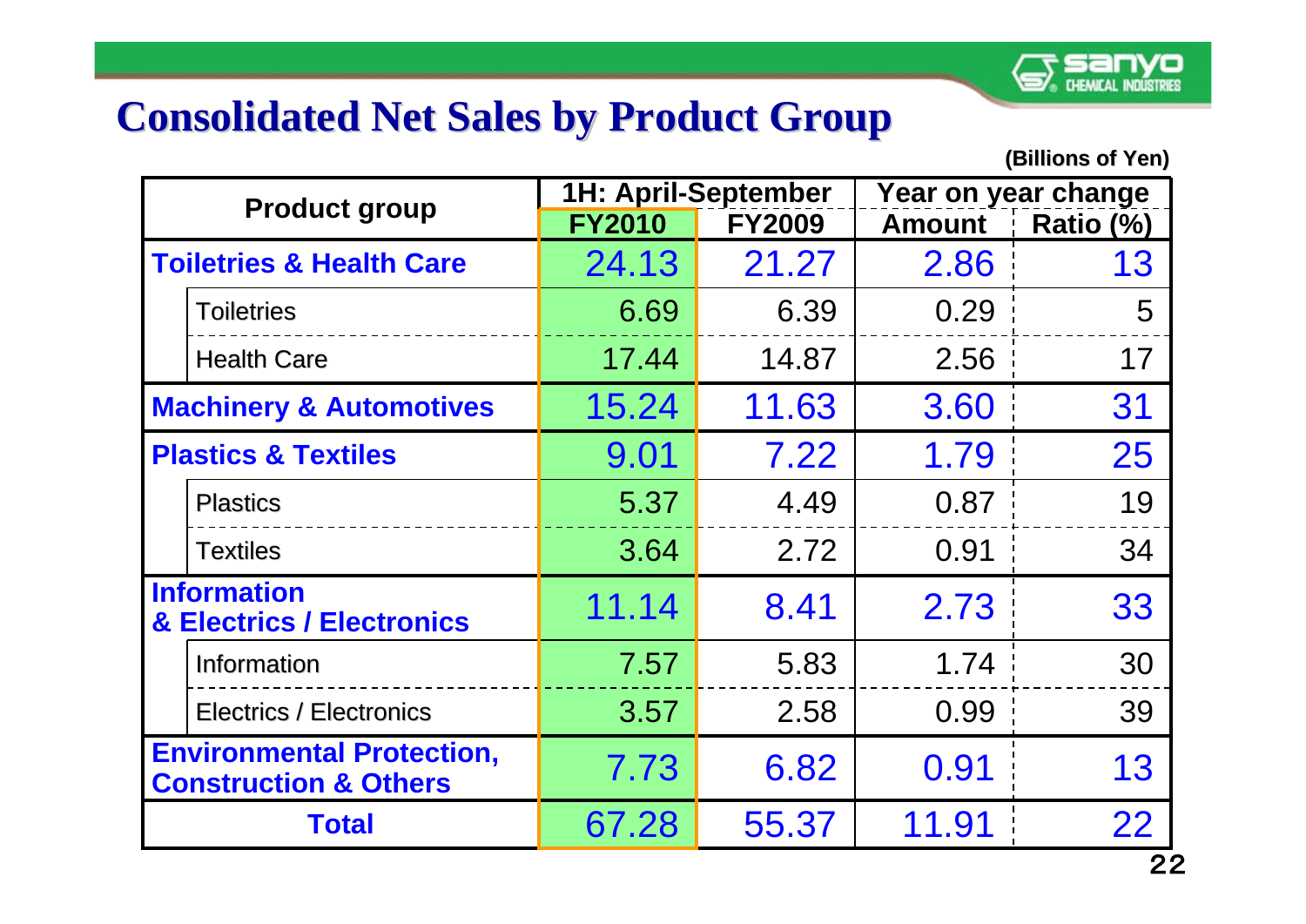# Consolidated Net Sales by Product Group

(Billions of Yen)

| Product group | | 1H: April-September | | Year on year change | |
|---|---|---|---|---|---|
| | | FY2010 | FY2009 | Amount | Ratio (%) |
| Toiletries & Health Care | | 24.13 | 21.27 | 2.86 | 13 |
| | Toiletries | 6.69 | 6.39 | 0.29 | 5 |
| | Health Care | 17.44 | 14.87 | 2.56 | 17 |
| Machinery & Automotives | | 15.24 | 11.63 | 3.60 | 31 |
| Plastics & Textiles | | 9.01 | 7.22 | 1.79 | 25 |
| | Plastics | 5.37 | 4.49 | 0.87 | 19 |
| | Textiles | 3.64 | 2.72 | 0.91 | 34 |
| Information & Electrics / Electronics | | 11.14 | 8.41 | 2.73 | 33 |
| | Information | 7.57 | 5.83 | 1.74 | 30 |
| | Electrics / Electronics | 3.57 | 2.58 | 0.99 | 39 |
| Environmental Protection, Construction & Others | | 7.73 | 6.82 | 0.91 | 13 |
| Total | | 67.28 | 55.37 | 11.91 | 22 |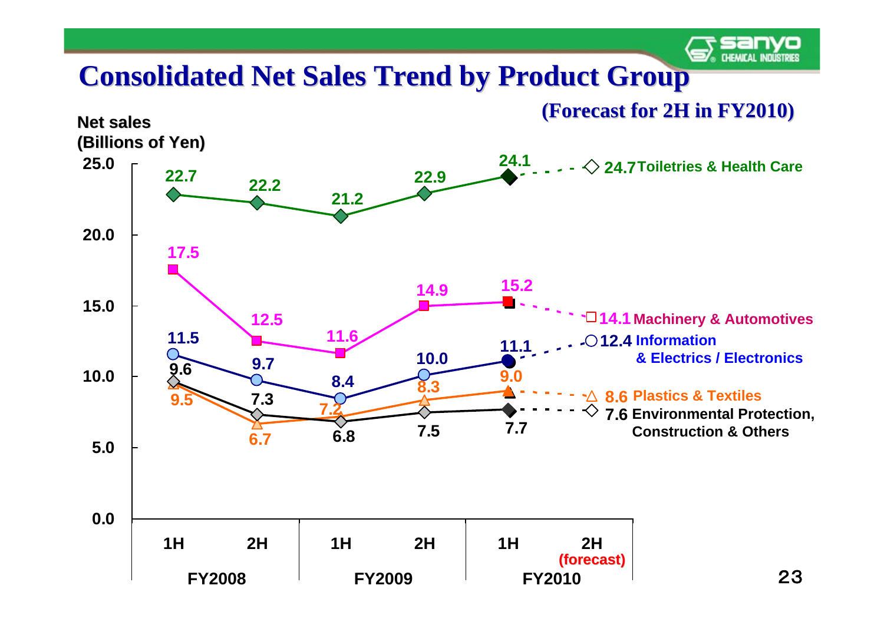# Consolidated Net Sales Trend by Product Group

(Forecast for 2H in FY2010)

Net sales (Billions of Yen)

| Product Group | FY2008 1H | FY2008 2H | FY2009 1H | FY2009 2H | FY2010 1H | FY2010 2H (forecast) |
|---|---|---|---|---|---|---|
| Toiletries & Health Care | 22.7 | 22.2 | 21.2 | 22.9 | 24.1 | 24.7 |
| Machinery & Automotives | 17.5 | 12.5 | 11.6 | 14.9 | 15.2 | 14.1 |
| Information & Electrics / Electronics | 11.5 | 9.7 | 8.4 | 10.0 | 11.1 | 12.4 |
| Plastics & Textiles | 9.5 | 6.7 | 7.2 | 8.3 | 9.0 | 8.6 |
| Environmental Protection, Construction & Others | 9.6 | 7.3 | 6.8 | 7.5 | 7.7 | 7.6 |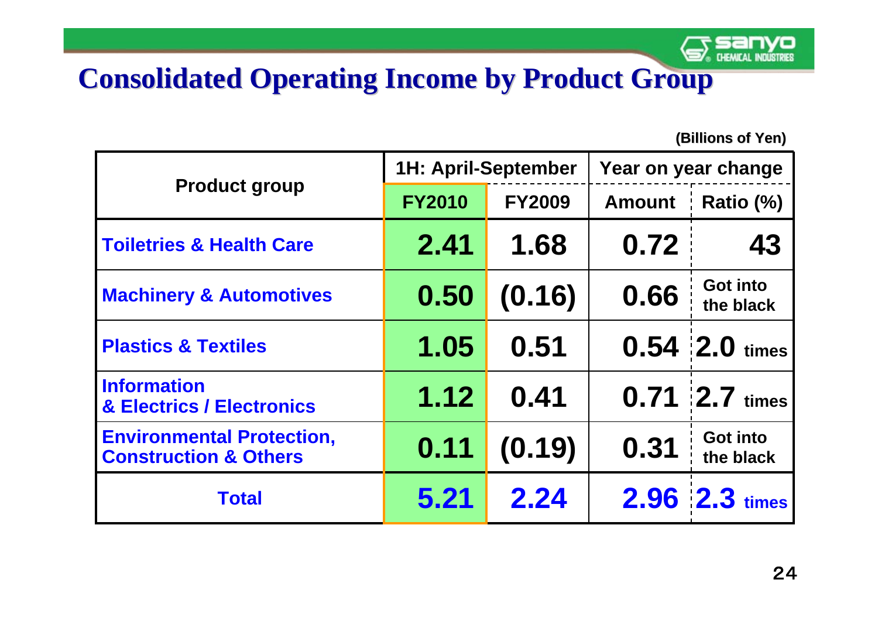# Consolidated Operating Income by Product Group

(Billions of Yen)

| Product group | 1H: April-September | | Year on year change | |
|---|---|---|---|---|
| | FY2010 | FY2009 | Amount | Ratio (%) |
| Toiletries & Health Care | 2.41 | 1.68 | 0.72 | 43 |
| Machinery & Automotives | 0.50 | (0.16) | 0.66 | Got into the black |
| Plastics & Textiles | 1.05 | 0.51 | 0.54 | 2.0 times |
| Information & Electrics / Electronics | 1.12 | 0.41 | 0.71 | 2.7 times |
| Environmental Protection, Construction & Others | 0.11 | (0.19) | 0.31 | Got into the black |
| Total | 5.21 | 2.24 | 2.96 | 2.3 times |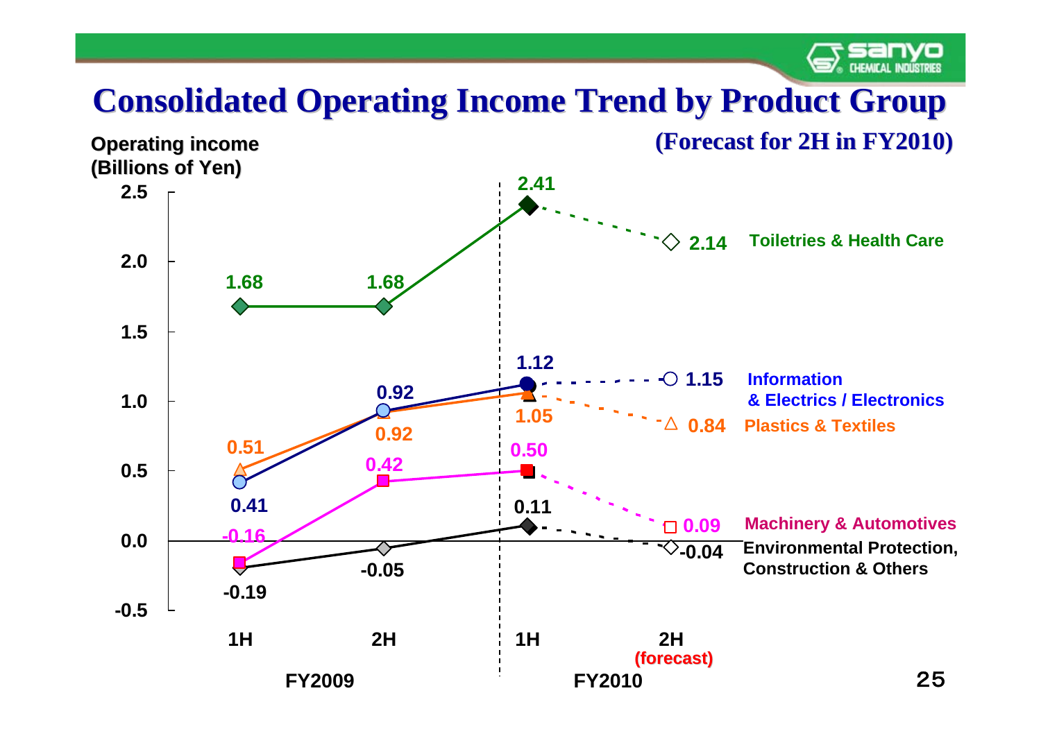# Consolidated Operating Income Trend by Product Group

**(Forecast for 2H in FY2010)**

Operating income (Billions of Yen)

| Product Group | FY2009 1H | FY2009 2H | FY2010 1H | FY2010 2H (forecast) |
|---|---|---|---|---|
| Toiletries & Health Care | 1.68 | 1.68 | 2.41 | 2.14 |
| Information & Electrics / Electronics | 0.41 | 0.92 | 1.12 | 1.15 |
| Plastics & Textiles | 0.51 | 0.92 | 1.05 | 0.84 |
| Machinery & Automotives | -0.16 | 0.42 | 0.50 | 0.09 |
| Environmental Protection, Construction & Others | -0.19 | -0.05 | 0.11 | -0.04 |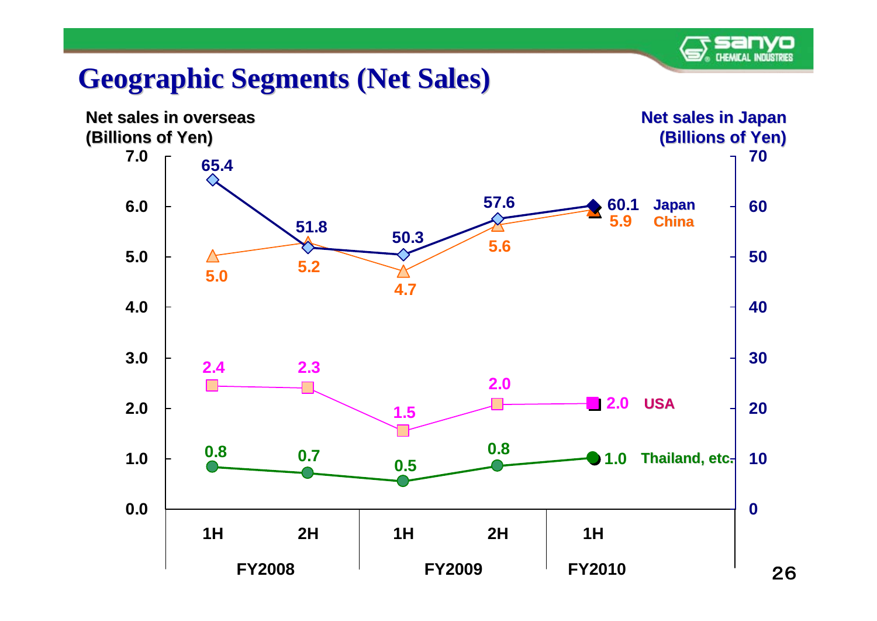# Geographic Segments (Net Sales)

Net sales in overseas (Billions of Yen) / Net sales in Japan (Billions of Yen)

| | FY2008 1H | FY2008 2H | FY2009 1H | FY2009 2H | FY2010 1H |
|---|---|---|---|---|---|
| Japan | 65.4 | 51.8 | 50.3 | 57.6 | 60.1 |
| China | 5.0 | 5.2 | 4.7 | 5.6 | 5.9 |
| USA | 2.4 | 2.3 | 1.5 | 2.0 | 2.0 |
| Thailand, etc. | 0.8 | 0.7 | 0.5 | 0.8 | 1.0 |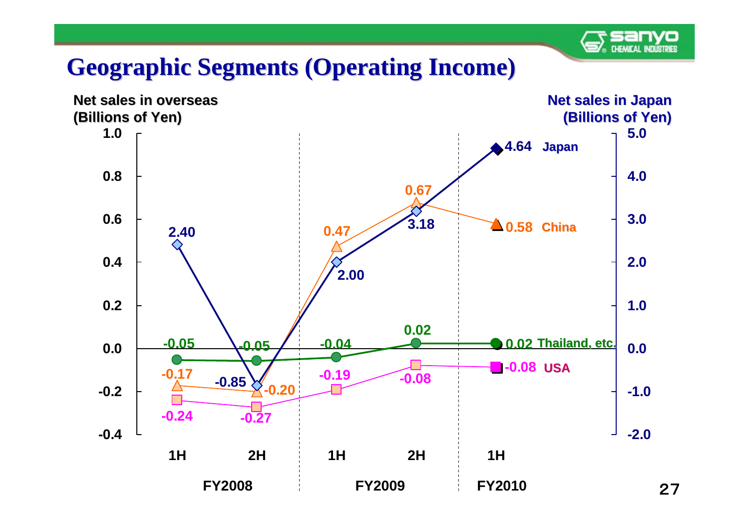# Geographic Segments (Operating Income)

Net sales in overseas (Billions of Yen)

Net sales in Japan (Billions of Yen)

| Segment | FY2008 1H | FY2008 2H | FY2009 1H | FY2009 2H | FY2010 1H |
|---|---|---|---|---|---|
| Japan | 2.40 | -0.85 | 2.00 | 3.18 | 4.64 |
| China | -0.17 | -0.20 | 0.47 | 0.67 | 0.58 |
| Thailand, etc. | -0.05 | -0.05 | -0.04 | 0.02 | 0.02 |
| USA | -0.24 | -0.27 | -0.19 | -0.08 | -0.08 |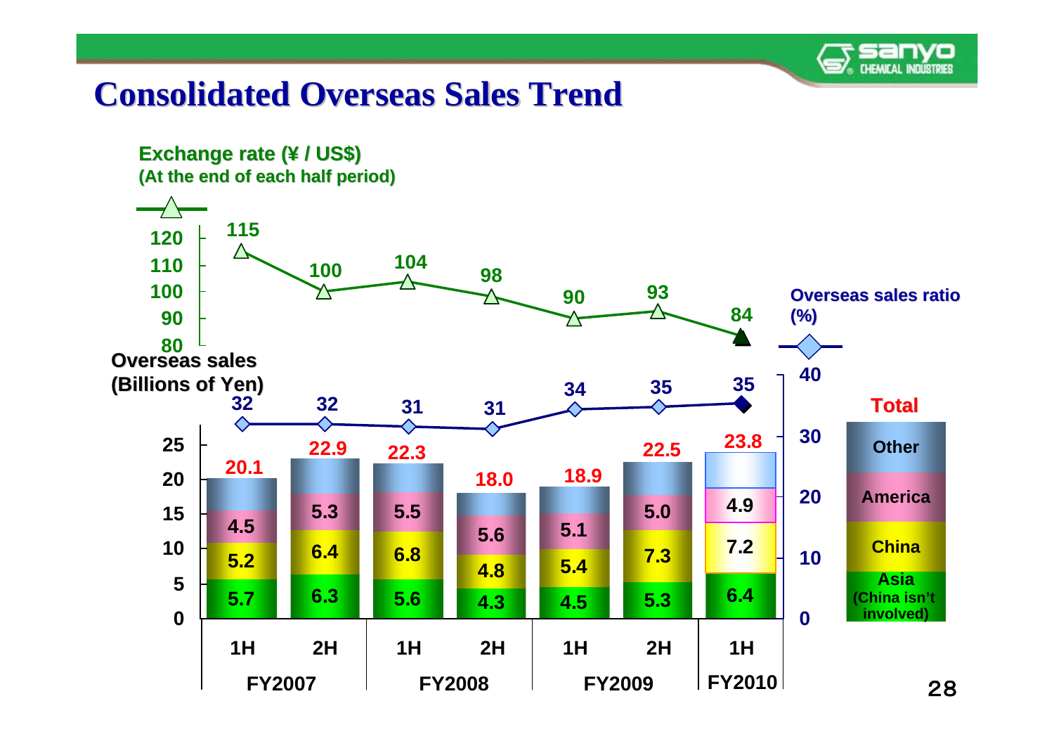# Consolidated Overseas Sales Trend

Exchange rate (¥ / US$)
(At the end of each half period)

| | FY2007 1H | FY2007 2H | FY2008 1H | FY2008 2H | FY2009 1H | FY2009 2H | FY2010 1H |
|---|---|---|---|---|---|---|---|
| Exchange rate (¥ / US$) | 115 | 100 | 104 | 98 | 90 | 93 | 84 |
| Overseas sales ratio (%) | 32 | 32 | 31 | 31 | 34 | 35 | 35 |
| Overseas sales Total (Billions of Yen) | 20.1 | 22.9 | 22.3 | 18.0 | 18.9 | 22.5 | 23.8 |
| America | 4.5 | 5.3 | 5.5 | 5.6 | 5.1 | 5.0 | 4.9 |
| China | 5.2 | 6.4 | 6.8 | 4.8 | 5.4 | 7.3 | 7.2 |
| Asia (China isn't involved) | 5.7 | 6.3 | 5.6 | 4.3 | 4.5 | 5.3 | 6.4 |

Legend: Other, America, China, Asia (China isn't involved)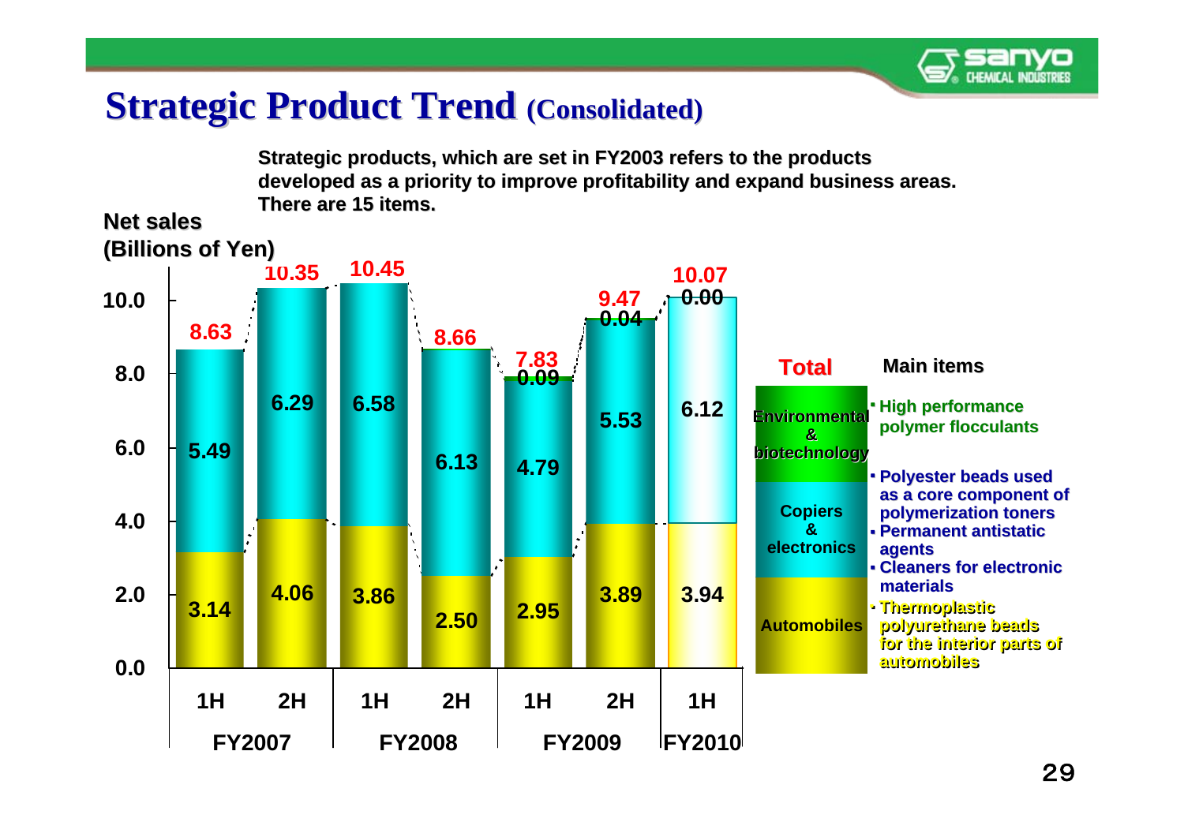# Strategic Product Trend (Consolidated)

**Strategic products, which are set in FY2003 refers to the products developed as a priority to improve profitability and expand business areas. There are 15 items.**

**Net sales (Billions of Yen)**

| | FY2007 1H | FY2007 2H | FY2008 1H | FY2008 2H | FY2009 1H | FY2009 2H | FY2010 1H |
|---|---|---|---|---|---|---|---|
| Environmental & biotechnology | | | | | 0.09 | 0.04 | 0.00 |
| Copiers & electronics | 5.49 | 6.29 | 6.58 | 6.13 | 4.79 | 5.53 | 6.12 |
| Automobiles | 3.14 | 4.06 | 3.86 | 2.50 | 2.95 | 3.89 | 3.94 |
| **Total** | 8.63 | 10.35 | 10.45 | 8.66 | 7.83 | 9.47 | 10.07 |

| Total | Main items |
|---|---|
| Environmental & biotechnology | High performance polymer flocculants |
| Copiers & electronics | Polyester beads used as a core component of polymerization toners; Permanent antistatic agents; Cleaners for electronic materials |
| Automobiles | Thermoplastic polyurethane beads for the interior parts of automobiles |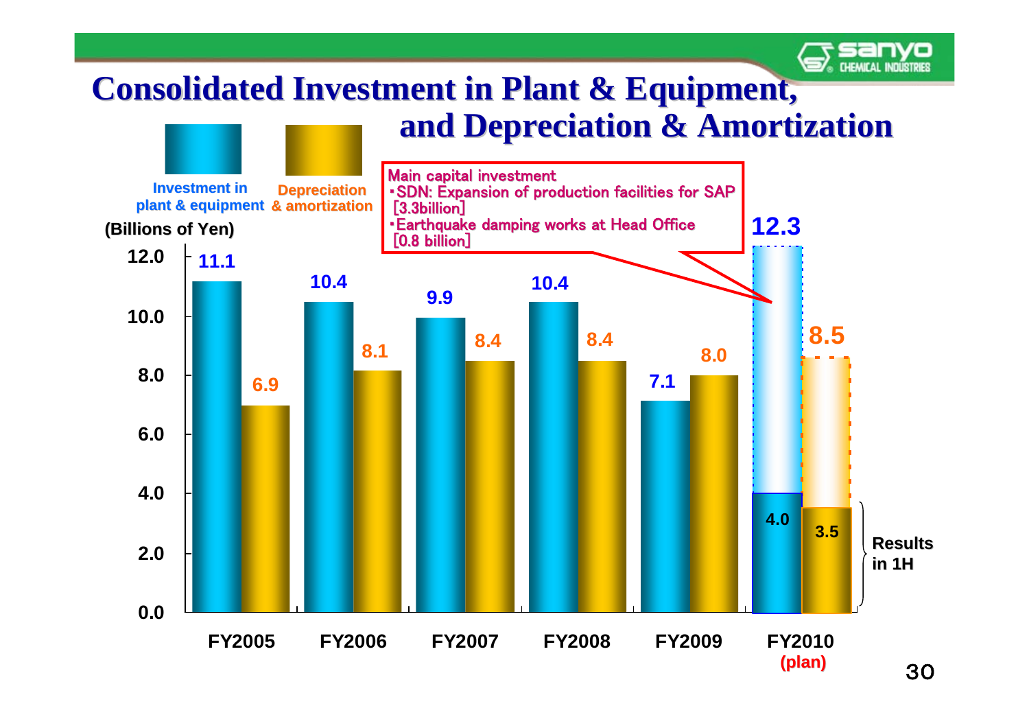# Consolidated Investment in Plant & Equipment, and Depreciation & Amortization

(Billions of Yen)

| | Investment in plant & equipment | Depreciation & amortization |
|---|---|---|
| FY2005 | 11.1 | 6.9 |
| FY2006 | 10.4 | 8.1 |
| FY2007 | 9.9 | 8.4 |
| FY2008 | 10.4 | 8.4 |
| FY2009 | 7.1 | 8.0 |
| FY2010 (plan) | 12.3 | 8.5 |
| FY2010 Results in 1H | 4.0 | 3.5 |

Main capital investment
- SDN: Expansion of production facilities for SAP [3.3billion]
- Earthquake damping works at Head Office [0.8 billion]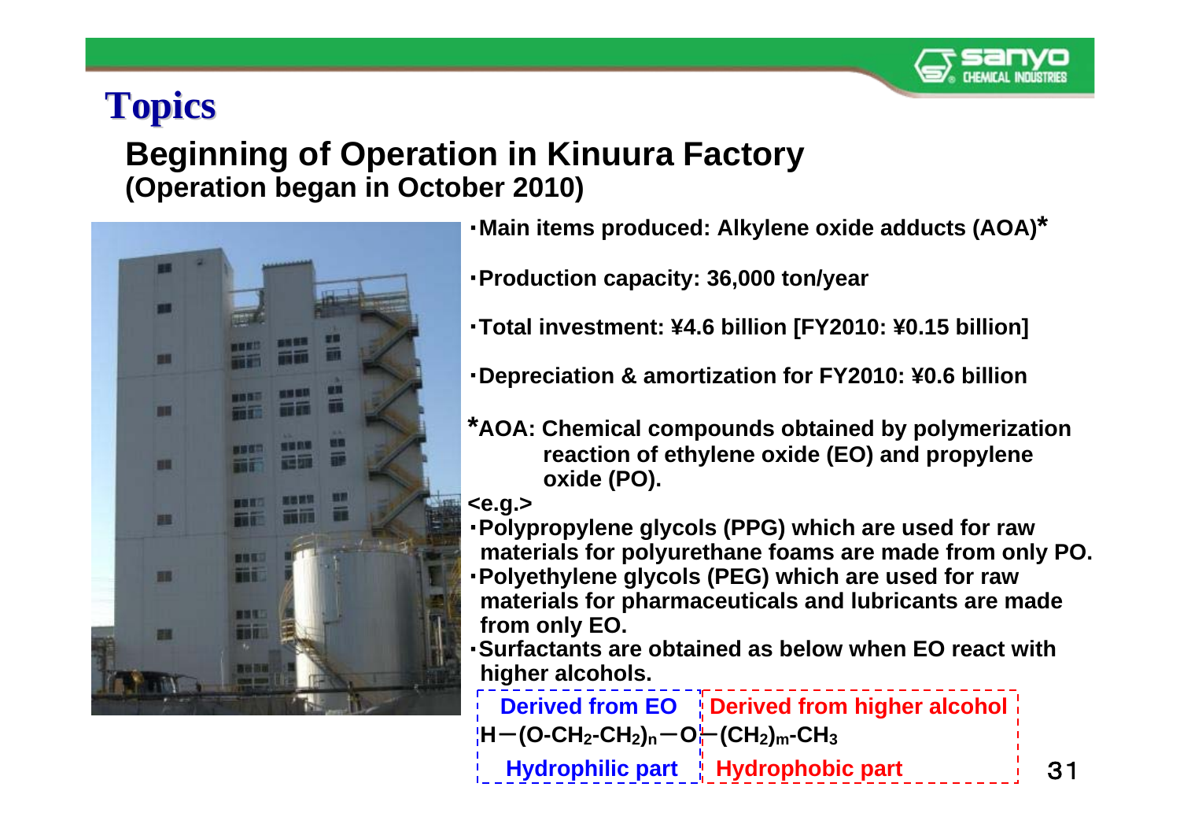# Topics

## Beginning of Operation in Kinuura Factory
**(Operation began in October 2010)**

- **Main items produced: Alkylene oxide adducts (AOA)***
- **Production capacity: 36,000 ton/year**
- **Total investment: ¥4.6 billion [FY2010: ¥0.15 billion]**
- **Depreciation & amortization for FY2010: ¥0.6 billion**

***AOA: Chemical compounds obtained by polymerization reaction of ethylene oxide (EO) and propylene oxide (PO).**

**<e.g.>**

- **Polypropylene glycols (PPG) which are used for raw materials for polyurethane foams are made from only PO.**
- **Polyethylene glycols (PEG) which are used for raw materials for pharmaceuticals and lubricants are made from only EO.**
- **Surfactants are obtained as below when EO react with higher alcohols.**

**Derived from EO** | **Derived from higher alcohol**

$$H-(O\text{-}CH_2\text{-}CH_2)_n-O-(CH_2)_m\text{-}CH_3$$

**Hydrophilic part** | **Hydrophobic part**